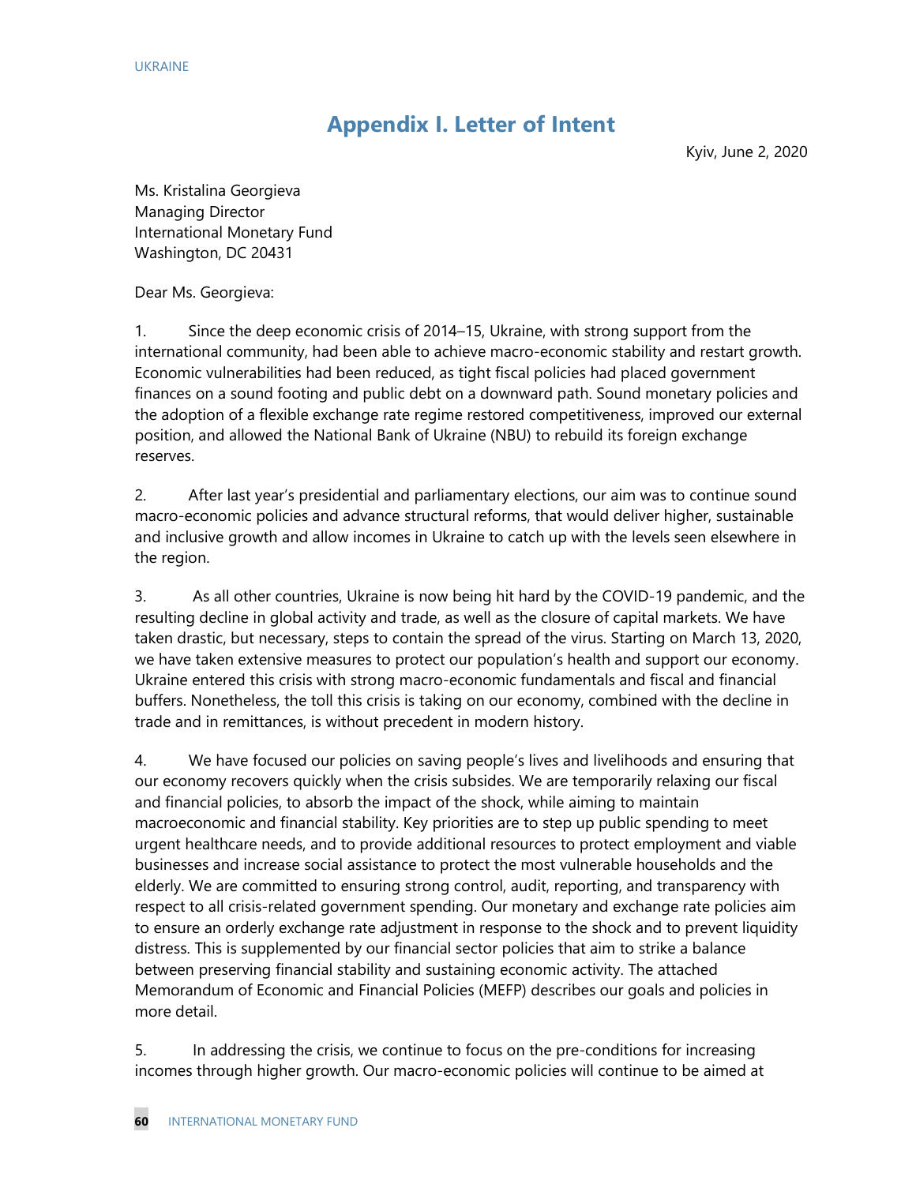# Appendix I. Letter of Intent

Kyiv, June 2, 2020

Ms. Kristalina Georgieva
Managing Director
International Monetary Fund
Washington, DC 20431

Dear Ms. Georgieva:

1. Since the deep economic crisis of 2014–15, Ukraine, with strong support from the international community, had been able to achieve macro-economic stability and restart growth. Economic vulnerabilities had been reduced, as tight fiscal policies had placed government finances on a sound footing and public debt on a downward path. Sound monetary policies and the adoption of a flexible exchange rate regime restored competitiveness, improved our external position, and allowed the National Bank of Ukraine (NBU) to rebuild its foreign exchange reserves.

2. After last year's presidential and parliamentary elections, our aim was to continue sound macro-economic policies and advance structural reforms, that would deliver higher, sustainable and inclusive growth and allow incomes in Ukraine to catch up with the levels seen elsewhere in the region.

3. As all other countries, Ukraine is now being hit hard by the COVID-19 pandemic, and the resulting decline in global activity and trade, as well as the closure of capital markets. We have taken drastic, but necessary, steps to contain the spread of the virus. Starting on March 13, 2020, we have taken extensive measures to protect our population's health and support our economy. Ukraine entered this crisis with strong macro-economic fundamentals and fiscal and financial buffers. Nonetheless, the toll this crisis is taking on our economy, combined with the decline in trade and in remittances, is without precedent in modern history.

4. We have focused our policies on saving people's lives and livelihoods and ensuring that our economy recovers quickly when the crisis subsides. We are temporarily relaxing our fiscal and financial policies, to absorb the impact of the shock, while aiming to maintain macroeconomic and financial stability. Key priorities are to step up public spending to meet urgent healthcare needs, and to provide additional resources to protect employment and viable businesses and increase social assistance to protect the most vulnerable households and the elderly. We are committed to ensuring strong control, audit, reporting, and transparency with respect to all crisis-related government spending. Our monetary and exchange rate policies aim to ensure an orderly exchange rate adjustment in response to the shock and to prevent liquidity distress. This is supplemented by our financial sector policies that aim to strike a balance between preserving financial stability and sustaining economic activity. The attached Memorandum of Economic and Financial Policies (MEFP) describes our goals and policies in more detail.

5. In addressing the crisis, we continue to focus on the pre-conditions for increasing incomes through higher growth. Our macro-economic policies will continue to be aimed at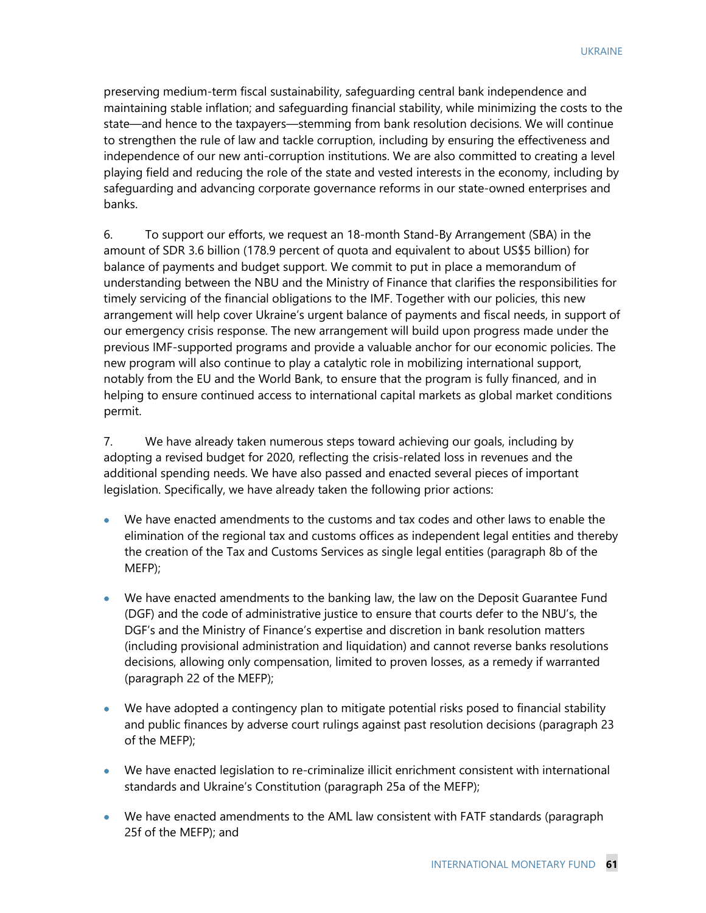preserving medium-term fiscal sustainability, safeguarding central bank independence and maintaining stable inflation; and safeguarding financial stability, while minimizing the costs to the state—and hence to the taxpayers—stemming from bank resolution decisions. We will continue to strengthen the rule of law and tackle corruption, including by ensuring the effectiveness and independence of our new anti-corruption institutions. We are also committed to creating a level playing field and reducing the role of the state and vested interests in the economy, including by safeguarding and advancing corporate governance reforms in our state-owned enterprises and banks.

6. To support our efforts, we request an 18-month Stand-By Arrangement (SBA) in the amount of SDR 3.6 billion (178.9 percent of quota and equivalent to about US$5 billion) for balance of payments and budget support. We commit to put in place a memorandum of understanding between the NBU and the Ministry of Finance that clarifies the responsibilities for timely servicing of the financial obligations to the IMF. Together with our policies, this new arrangement will help cover Ukraine's urgent balance of payments and fiscal needs, in support of our emergency crisis response. The new arrangement will build upon progress made under the previous IMF-supported programs and provide a valuable anchor for our economic policies. The new program will also continue to play a catalytic role in mobilizing international support, notably from the EU and the World Bank, to ensure that the program is fully financed, and in helping to ensure continued access to international capital markets as global market conditions permit.

7. We have already taken numerous steps toward achieving our goals, including by adopting a revised budget for 2020, reflecting the crisis-related loss in revenues and the additional spending needs. We have also passed and enacted several pieces of important legislation. Specifically, we have already taken the following prior actions:

- We have enacted amendments to the customs and tax codes and other laws to enable the elimination of the regional tax and customs offices as independent legal entities and thereby the creation of the Tax and Customs Services as single legal entities (paragraph 8b of the MEFP);

- We have enacted amendments to the banking law, the law on the Deposit Guarantee Fund (DGF) and the code of administrative justice to ensure that courts defer to the NBU's, the DGF's and the Ministry of Finance's expertise and discretion in bank resolution matters (including provisional administration and liquidation) and cannot reverse banks resolutions decisions, allowing only compensation, limited to proven losses, as a remedy if warranted (paragraph 22 of the MEFP);

- We have adopted a contingency plan to mitigate potential risks posed to financial stability and public finances by adverse court rulings against past resolution decisions (paragraph 23 of the MEFP);

- We have enacted legislation to re-criminalize illicit enrichment consistent with international standards and Ukraine's Constitution (paragraph 25a of the MEFP);

- We have enacted amendments to the AML law consistent with FATF standards (paragraph 25f of the MEFP); and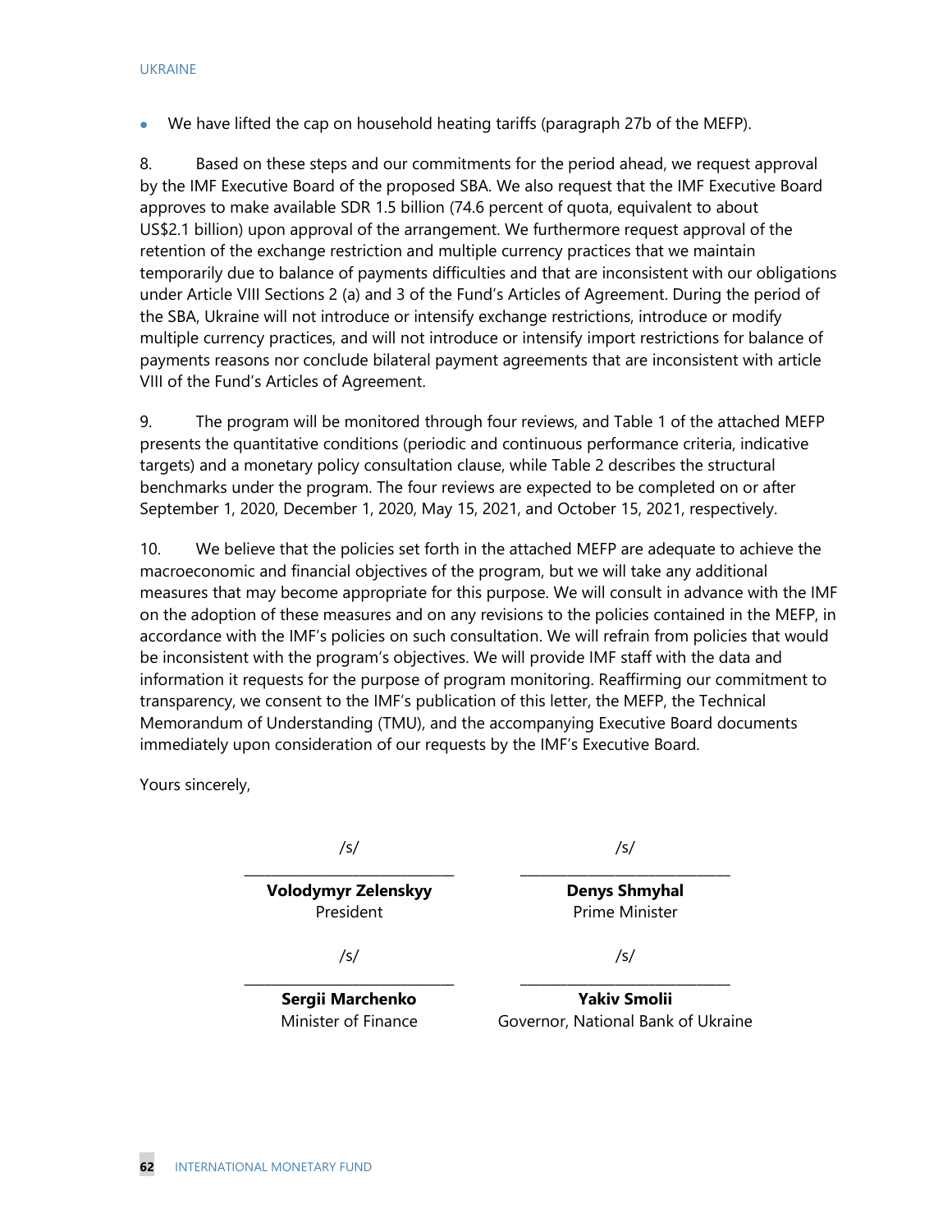- We have lifted the cap on household heating tariffs (paragraph 27b of the MEFP).

8. Based on these steps and our commitments for the period ahead, we request approval by the IMF Executive Board of the proposed SBA. We also request that the IMF Executive Board approves to make available SDR 1.5 billion (74.6 percent of quota, equivalent to about US$2.1 billion) upon approval of the arrangement. We furthermore request approval of the retention of the exchange restriction and multiple currency practices that we maintain temporarily due to balance of payments difficulties and that are inconsistent with our obligations under Article VIII Sections 2 (a) and 3 of the Fund's Articles of Agreement. During the period of the SBA, Ukraine will not introduce or intensify exchange restrictions, introduce or modify multiple currency practices, and will not introduce or intensify import restrictions for balance of payments reasons nor conclude bilateral payment agreements that are inconsistent with article VIII of the Fund's Articles of Agreement.

9. The program will be monitored through four reviews, and Table 1 of the attached MEFP presents the quantitative conditions (periodic and continuous performance criteria, indicative targets) and a monetary policy consultation clause, while Table 2 describes the structural benchmarks under the program. The four reviews are expected to be completed on or after September 1, 2020, December 1, 2020, May 15, 2021, and October 15, 2021, respectively.

10. We believe that the policies set forth in the attached MEFP are adequate to achieve the macroeconomic and financial objectives of the program, but we will take any additional measures that may become appropriate for this purpose. We will consult in advance with the IMF on the adoption of these measures and on any revisions to the policies contained in the MEFP, in accordance with the IMF's policies on such consultation. We will refrain from policies that would be inconsistent with the program's objectives. We will provide IMF staff with the data and information it requests for the purpose of program monitoring. Reaffirming our commitment to transparency, we consent to the IMF's publication of this letter, the MEFP, the Technical Memorandum of Understanding (TMU), and the accompanying Executive Board documents immediately upon consideration of our requests by the IMF's Executive Board.

Yours sincerely,

| /s/ | /s/ |
|---|---|
| **Volodymyr Zelenskyy**<br>President | **Denys Shmyhal**<br>Prime Minister |
| /s/ | /s/ |
| **Sergii Marchenko**<br>Minister of Finance | **Yakiv Smolii**<br>Governor, National Bank of Ukraine |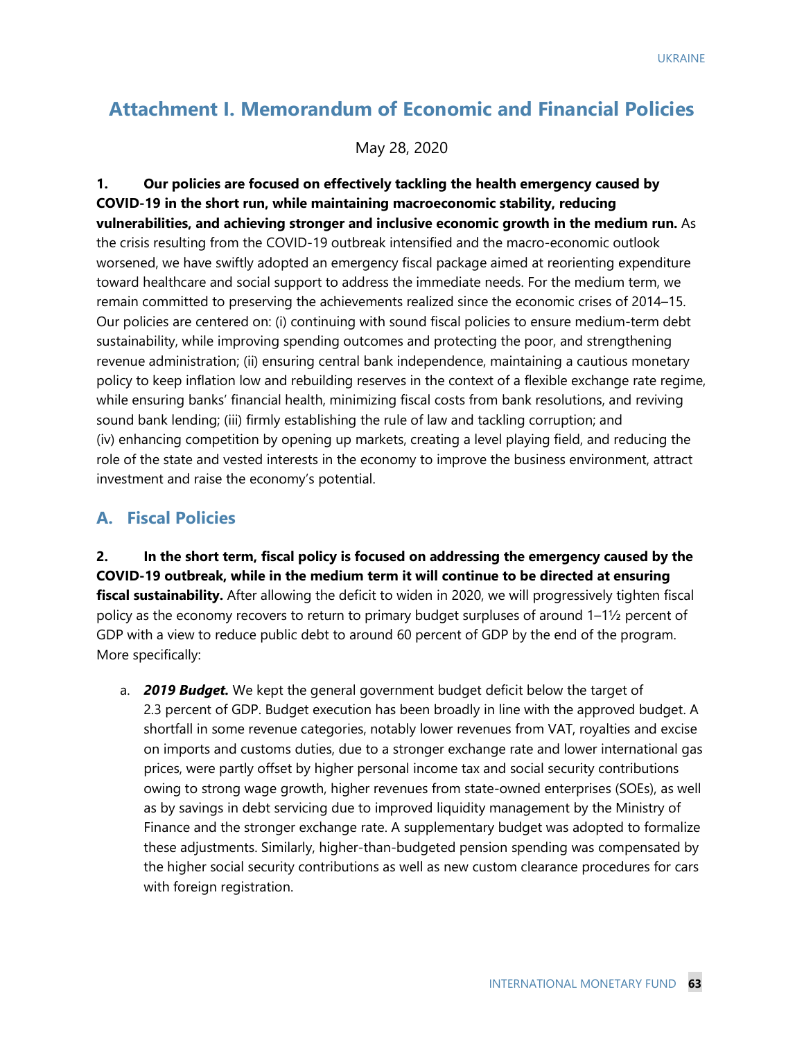# Attachment I. Memorandum of Economic and Financial Policies

May 28, 2020

1. **Our policies are focused on effectively tackling the health emergency caused by COVID-19 in the short run, while maintaining macroeconomic stability, reducing vulnerabilities, and achieving stronger and inclusive economic growth in the medium run.** As the crisis resulting from the COVID-19 outbreak intensified and the macro-economic outlook worsened, we have swiftly adopted an emergency fiscal package aimed at reorienting expenditure toward healthcare and social support to address the immediate needs. For the medium term, we remain committed to preserving the achievements realized since the economic crises of 2014–15. Our policies are centered on: (i) continuing with sound fiscal policies to ensure medium-term debt sustainability, while improving spending outcomes and protecting the poor, and strengthening revenue administration; (ii) ensuring central bank independence, maintaining a cautious monetary policy to keep inflation low and rebuilding reserves in the context of a flexible exchange rate regime, while ensuring banks' financial health, minimizing fiscal costs from bank resolutions, and reviving sound bank lending; (iii) firmly establishing the rule of law and tackling corruption; and (iv) enhancing competition by opening up markets, creating a level playing field, and reducing the role of the state and vested interests in the economy to improve the business environment, attract investment and raise the economy's potential.

## A. Fiscal Policies

2. **In the short term, fiscal policy is focused on addressing the emergency caused by the COVID-19 outbreak, while in the medium term it will continue to be directed at ensuring fiscal sustainability.** After allowing the deficit to widen in 2020, we will progressively tighten fiscal policy as the economy recovers to return to primary budget surpluses of around 1–1½ percent of GDP with a view to reduce public debt to around 60 percent of GDP by the end of the program. More specifically:

   a. ***2019 Budget.*** We kept the general government budget deficit below the target of 2.3 percent of GDP. Budget execution has been broadly in line with the approved budget. A shortfall in some revenue categories, notably lower revenues from VAT, royalties and excise on imports and customs duties, due to a stronger exchange rate and lower international gas prices, were partly offset by higher personal income tax and social security contributions owing to strong wage growth, higher revenues from state-owned enterprises (SOEs), as well as by savings in debt servicing due to improved liquidity management by the Ministry of Finance and the stronger exchange rate. A supplementary budget was adopted to formalize these adjustments. Similarly, higher-than-budgeted pension spending was compensated by the higher social security contributions as well as new custom clearance procedures for cars with foreign registration.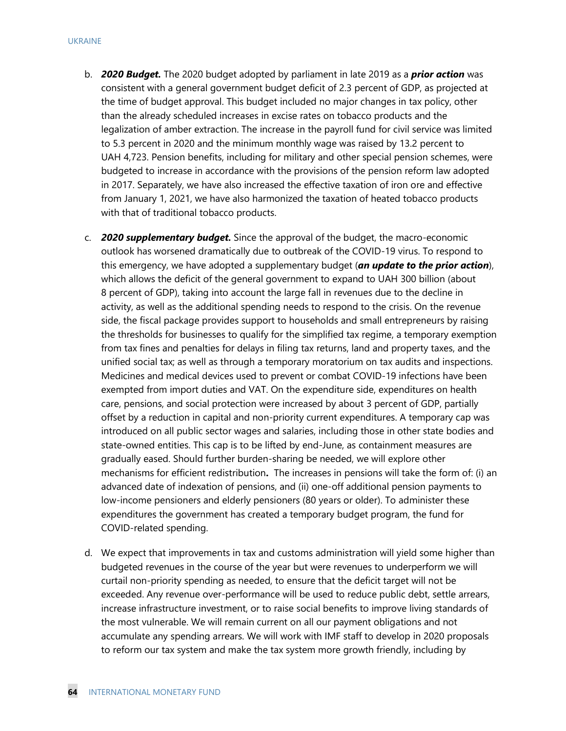b. ***2020 Budget.*** The 2020 budget adopted by parliament in late 2019 as a ***prior action*** was consistent with a general government budget deficit of 2.3 percent of GDP, as projected at the time of budget approval. This budget included no major changes in tax policy, other than the already scheduled increases in excise rates on tobacco products and the legalization of amber extraction. The increase in the payroll fund for civil service was limited to 5.3 percent in 2020 and the minimum monthly wage was raised by 13.2 percent to UAH 4,723. Pension benefits, including for military and other special pension schemes, were budgeted to increase in accordance with the provisions of the pension reform law adopted in 2017. Separately, we have also increased the effective taxation of iron ore and effective from January 1, 2021, we have also harmonized the taxation of heated tobacco products with that of traditional tobacco products.

c. ***2020 supplementary budget.*** Since the approval of the budget, the macro-economic outlook has worsened dramatically due to outbreak of the COVID-19 virus. To respond to this emergency, we have adopted a supplementary budget (***an update to the prior action***), which allows the deficit of the general government to expand to UAH 300 billion (about 8 percent of GDP), taking into account the large fall in revenues due to the decline in activity, as well as the additional spending needs to respond to the crisis. On the revenue side, the fiscal package provides support to households and small entrepreneurs by raising the thresholds for businesses to qualify for the simplified tax regime, a temporary exemption from tax fines and penalties for delays in filing tax returns, land and property taxes, and the unified social tax; as well as through a temporary moratorium on tax audits and inspections. Medicines and medical devices used to prevent or combat COVID-19 infections have been exempted from import duties and VAT. On the expenditure side, expenditures on health care, pensions, and social protection were increased by about 3 percent of GDP, partially offset by a reduction in capital and non-priority current expenditures. A temporary cap was introduced on all public sector wages and salaries, including those in other state bodies and state-owned entities. This cap is to be lifted by end-June, as containment measures are gradually eased. Should further burden-sharing be needed, we will explore other mechanisms for efficient redistribution**.** The increases in pensions will take the form of: (i) an advanced date of indexation of pensions, and (ii) one-off additional pension payments to low-income pensioners and elderly pensioners (80 years or older). To administer these expenditures the government has created a temporary budget program, the fund for COVID-related spending.

d. We expect that improvements in tax and customs administration will yield some higher than budgeted revenues in the course of the year but were revenues to underperform we will curtail non-priority spending as needed, to ensure that the deficit target will not be exceeded. Any revenue over-performance will be used to reduce public debt, settle arrears, increase infrastructure investment, or to raise social benefits to improve living standards of the most vulnerable. We will remain current on all our payment obligations and not accumulate any spending arrears. We will work with IMF staff to develop in 2020 proposals to reform our tax system and make the tax system more growth friendly, including by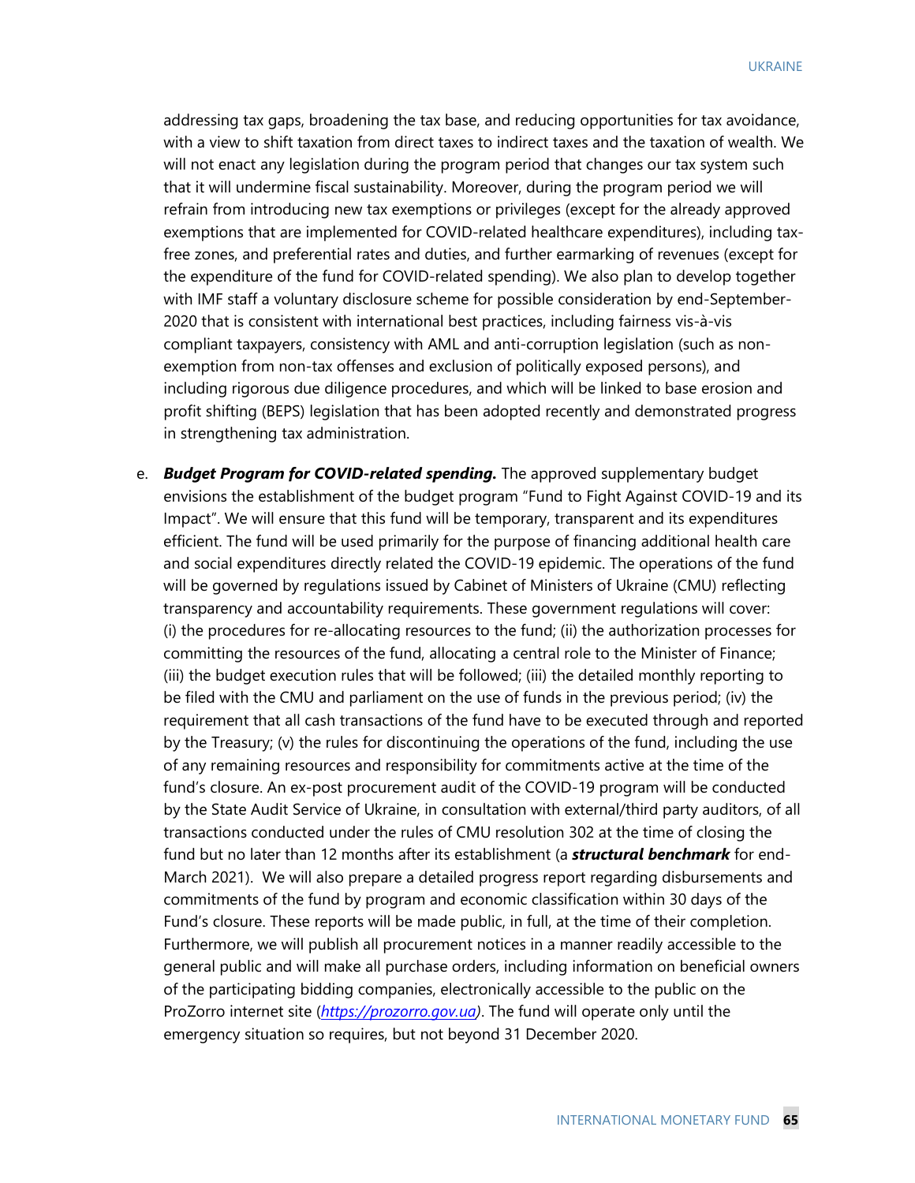addressing tax gaps, broadening the tax base, and reducing opportunities for tax avoidance, with a view to shift taxation from direct taxes to indirect taxes and the taxation of wealth. We will not enact any legislation during the program period that changes our tax system such that it will undermine fiscal sustainability. Moreover, during the program period we will refrain from introducing new tax exemptions or privileges (except for the already approved exemptions that are implemented for COVID-related healthcare expenditures), including tax-free zones, and preferential rates and duties, and further earmarking of revenues (except for the expenditure of the fund for COVID-related spending). We also plan to develop together with IMF staff a voluntary disclosure scheme for possible consideration by end-September-2020 that is consistent with international best practices, including fairness vis-à-vis compliant taxpayers, consistency with AML and anti-corruption legislation (such as non-exemption from non-tax offenses and exclusion of politically exposed persons), and including rigorous due diligence procedures, and which will be linked to base erosion and profit shifting (BEPS) legislation that has been adopted recently and demonstrated progress in strengthening tax administration.

e. ***Budget Program for COVID-related spending.*** The approved supplementary budget envisions the establishment of the budget program "Fund to Fight Against COVID-19 and its Impact". We will ensure that this fund will be temporary, transparent and its expenditures efficient. The fund will be used primarily for the purpose of financing additional health care and social expenditures directly related the COVID-19 epidemic. The operations of the fund will be governed by regulations issued by Cabinet of Ministers of Ukraine (CMU) reflecting transparency and accountability requirements. These government regulations will cover: (i) the procedures for re-allocating resources to the fund; (ii) the authorization processes for committing the resources of the fund, allocating a central role to the Minister of Finance; (iii) the budget execution rules that will be followed; (iii) the detailed monthly reporting to be filed with the CMU and parliament on the use of funds in the previous period; (iv) the requirement that all cash transactions of the fund have to be executed through and reported by the Treasury; (v) the rules for discontinuing the operations of the fund, including the use of any remaining resources and responsibility for commitments active at the time of the fund's closure. An ex-post procurement audit of the COVID-19 program will be conducted by the State Audit Service of Ukraine, in consultation with external/third party auditors, of all transactions conducted under the rules of CMU resolution 302 at the time of closing the fund but no later than 12 months after its establishment (a ***structural benchmark*** for end-March 2021). We will also prepare a detailed progress report regarding disbursements and commitments of the fund by program and economic classification within 30 days of the Fund's closure. These reports will be made public, in full, at the time of their completion. Furthermore, we will publish all procurement notices in a manner readily accessible to the general public and will make all purchase orders, including information on beneficial owners of the participating bidding companies, electronically accessible to the public on the ProZorro internet site (*https://prozorro.gov.ua*). The fund will operate only until the emergency situation so requires, but not beyond 31 December 2020.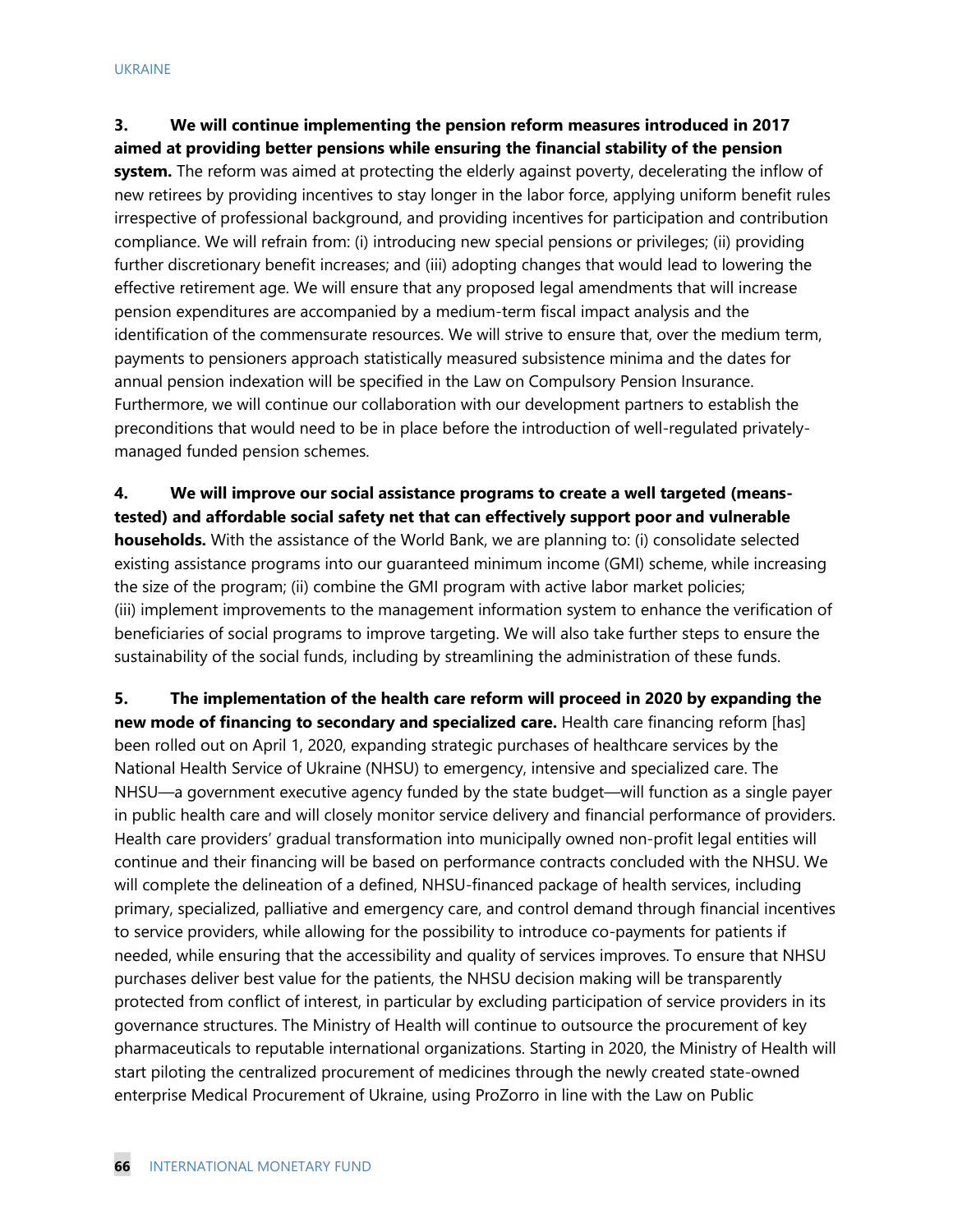**3. We will continue implementing the pension reform measures introduced in 2017 aimed at providing better pensions while ensuring the financial stability of the pension system.** The reform was aimed at protecting the elderly against poverty, decelerating the inflow of new retirees by providing incentives to stay longer in the labor force, applying uniform benefit rules irrespective of professional background, and providing incentives for participation and contribution compliance. We will refrain from: (i) introducing new special pensions or privileges; (ii) providing further discretionary benefit increases; and (iii) adopting changes that would lead to lowering the effective retirement age. We will ensure that any proposed legal amendments that will increase pension expenditures are accompanied by a medium-term fiscal impact analysis and the identification of the commensurate resources. We will strive to ensure that, over the medium term, payments to pensioners approach statistically measured subsistence minima and the dates for annual pension indexation will be specified in the Law on Compulsory Pension Insurance. Furthermore, we will continue our collaboration with our development partners to establish the preconditions that would need to be in place before the introduction of well-regulated privately-managed funded pension schemes.

**4. We will improve our social assistance programs to create a well targeted (means-tested) and affordable social safety net that can effectively support poor and vulnerable households.** With the assistance of the World Bank, we are planning to: (i) consolidate selected existing assistance programs into our guaranteed minimum income (GMI) scheme, while increasing the size of the program; (ii) combine the GMI program with active labor market policies; (iii) implement improvements to the management information system to enhance the verification of beneficiaries of social programs to improve targeting. We will also take further steps to ensure the sustainability of the social funds, including by streamlining the administration of these funds.

**5. The implementation of the health care reform will proceed in 2020 by expanding the new mode of financing to secondary and specialized care.** Health care financing reform [has] been rolled out on April 1, 2020, expanding strategic purchases of healthcare services by the National Health Service of Ukraine (NHSU) to emergency, intensive and specialized care. The NHSU—a government executive agency funded by the state budget—will function as a single payer in public health care and will closely monitor service delivery and financial performance of providers. Health care providers' gradual transformation into municipally owned non-profit legal entities will continue and their financing will be based on performance contracts concluded with the NHSU. We will complete the delineation of a defined, NHSU-financed package of health services, including primary, specialized, palliative and emergency care, and control demand through financial incentives to service providers, while allowing for the possibility to introduce co-payments for patients if needed, while ensuring that the accessibility and quality of services improves. To ensure that NHSU purchases deliver best value for the patients, the NHSU decision making will be transparently protected from conflict of interest, in particular by excluding participation of service providers in its governance structures. The Ministry of Health will continue to outsource the procurement of key pharmaceuticals to reputable international organizations. Starting in 2020, the Ministry of Health will start piloting the centralized procurement of medicines through the newly created state-owned enterprise Medical Procurement of Ukraine, using ProZorro in line with the Law on Public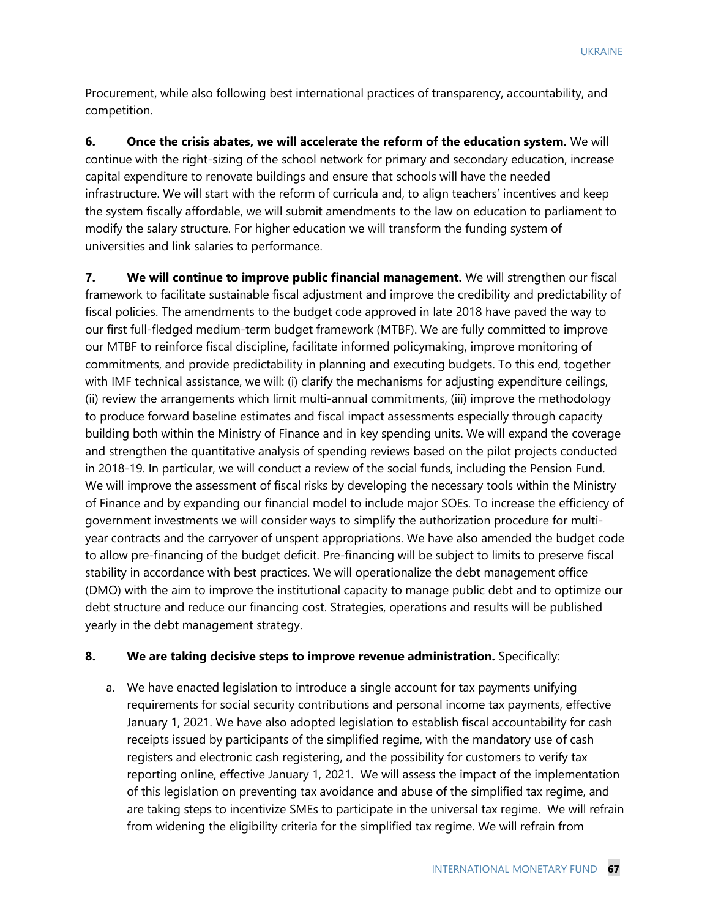Procurement, while also following best international practices of transparency, accountability, and competition.

**6. Once the crisis abates, we will accelerate the reform of the education system.** We will continue with the right-sizing of the school network for primary and secondary education, increase capital expenditure to renovate buildings and ensure that schools will have the needed infrastructure. We will start with the reform of curricula and, to align teachers' incentives and keep the system fiscally affordable, we will submit amendments to the law on education to parliament to modify the salary structure. For higher education we will transform the funding system of universities and link salaries to performance.

**7. We will continue to improve public financial management.** We will strengthen our fiscal framework to facilitate sustainable fiscal adjustment and improve the credibility and predictability of fiscal policies. The amendments to the budget code approved in late 2018 have paved the way to our first full-fledged medium-term budget framework (MTBF). We are fully committed to improve our MTBF to reinforce fiscal discipline, facilitate informed policymaking, improve monitoring of commitments, and provide predictability in planning and executing budgets. To this end, together with IMF technical assistance, we will: (i) clarify the mechanisms for adjusting expenditure ceilings, (ii) review the arrangements which limit multi-annual commitments, (iii) improve the methodology to produce forward baseline estimates and fiscal impact assessments especially through capacity building both within the Ministry of Finance and in key spending units. We will expand the coverage and strengthen the quantitative analysis of spending reviews based on the pilot projects conducted in 2018-19. In particular, we will conduct a review of the social funds, including the Pension Fund. We will improve the assessment of fiscal risks by developing the necessary tools within the Ministry of Finance and by expanding our financial model to include major SOEs. To increase the efficiency of government investments we will consider ways to simplify the authorization procedure for multi-year contracts and the carryover of unspent appropriations. We have also amended the budget code to allow pre-financing of the budget deficit. Pre-financing will be subject to limits to preserve fiscal stability in accordance with best practices. We will operationalize the debt management office (DMO) with the aim to improve the institutional capacity to manage public debt and to optimize our debt structure and reduce our financing cost. Strategies, operations and results will be published yearly in the debt management strategy.

**8. We are taking decisive steps to improve revenue administration.** Specifically:

a. We have enacted legislation to introduce a single account for tax payments unifying requirements for social security contributions and personal income tax payments, effective January 1, 2021. We have also adopted legislation to establish fiscal accountability for cash receipts issued by participants of the simplified regime, with the mandatory use of cash registers and electronic cash registering, and the possibility for customers to verify tax reporting online, effective January 1, 2021. We will assess the impact of the implementation of this legislation on preventing tax avoidance and abuse of the simplified tax regime, and are taking steps to incentivize SMEs to participate in the universal tax regime. We will refrain from widening the eligibility criteria for the simplified tax regime. We will refrain from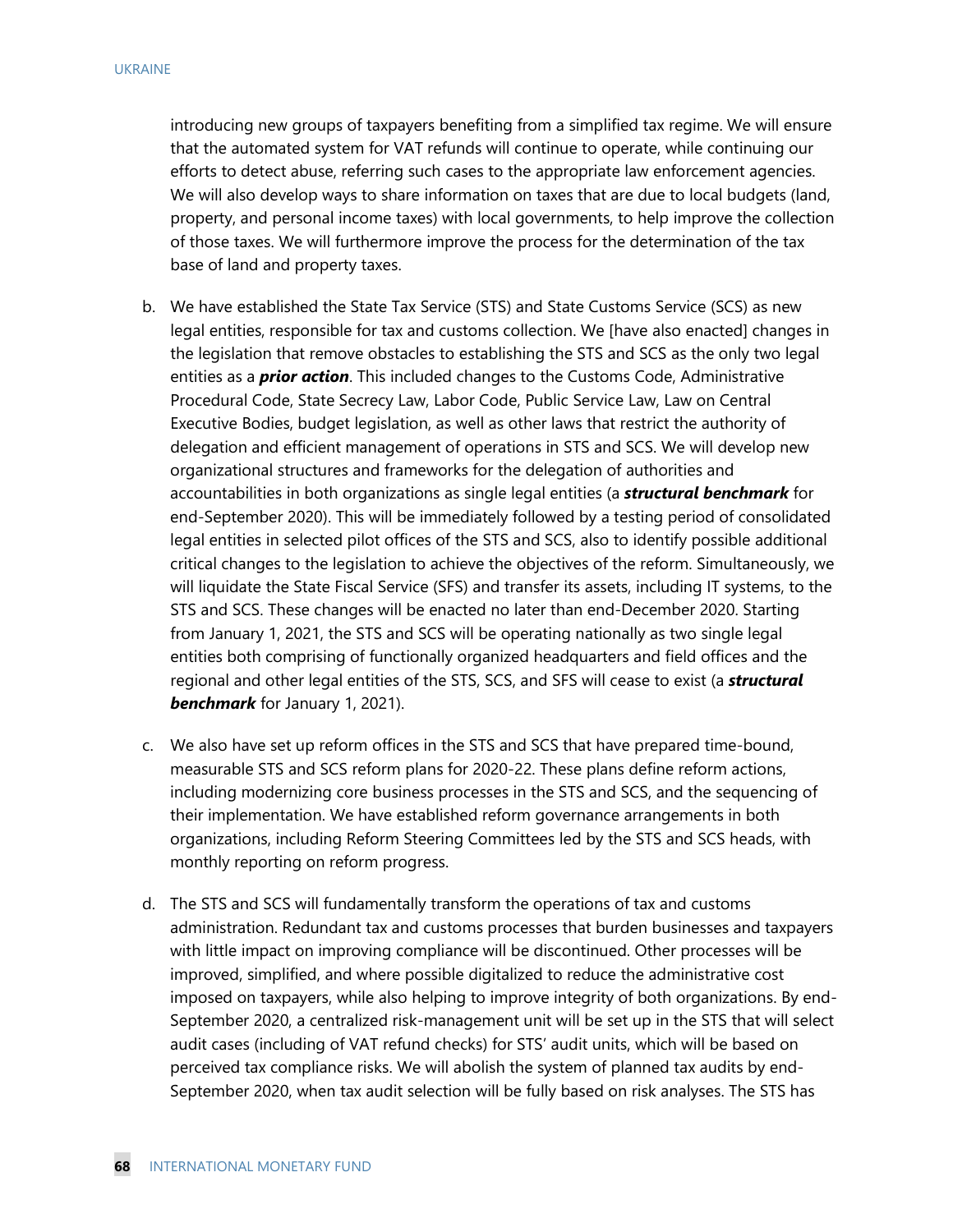introducing new groups of taxpayers benefiting from a simplified tax regime. We will ensure that the automated system for VAT refunds will continue to operate, while continuing our efforts to detect abuse, referring such cases to the appropriate law enforcement agencies. We will also develop ways to share information on taxes that are due to local budgets (land, property, and personal income taxes) with local governments, to help improve the collection of those taxes. We will furthermore improve the process for the determination of the tax base of land and property taxes.

b. We have established the State Tax Service (STS) and State Customs Service (SCS) as new legal entities, responsible for tax and customs collection. We [have also enacted] changes in the legislation that remove obstacles to establishing the STS and SCS as the only two legal entities as a ***prior action***. This included changes to the Customs Code, Administrative Procedural Code, State Secrecy Law, Labor Code, Public Service Law, Law on Central Executive Bodies, budget legislation, as well as other laws that restrict the authority of delegation and efficient management of operations in STS and SCS. We will develop new organizational structures and frameworks for the delegation of authorities and accountabilities in both organizations as single legal entities (a ***structural benchmark*** for end-September 2020). This will be immediately followed by a testing period of consolidated legal entities in selected pilot offices of the STS and SCS, also to identify possible additional critical changes to the legislation to achieve the objectives of the reform. Simultaneously, we will liquidate the State Fiscal Service (SFS) and transfer its assets, including IT systems, to the STS and SCS. These changes will be enacted no later than end-December 2020. Starting from January 1, 2021, the STS and SCS will be operating nationally as two single legal entities both comprising of functionally organized headquarters and field offices and the regional and other legal entities of the STS, SCS, and SFS will cease to exist (a ***structural benchmark*** for January 1, 2021).

c. We also have set up reform offices in the STS and SCS that have prepared time-bound, measurable STS and SCS reform plans for 2020-22. These plans define reform actions, including modernizing core business processes in the STS and SCS, and the sequencing of their implementation. We have established reform governance arrangements in both organizations, including Reform Steering Committees led by the STS and SCS heads, with monthly reporting on reform progress.

d. The STS and SCS will fundamentally transform the operations of tax and customs administration. Redundant tax and customs processes that burden businesses and taxpayers with little impact on improving compliance will be discontinued. Other processes will be improved, simplified, and where possible digitalized to reduce the administrative cost imposed on taxpayers, while also helping to improve integrity of both organizations. By end-September 2020, a centralized risk-management unit will be set up in the STS that will select audit cases (including of VAT refund checks) for STS' audit units, which will be based on perceived tax compliance risks. We will abolish the system of planned tax audits by end-September 2020, when tax audit selection will be fully based on risk analyses. The STS has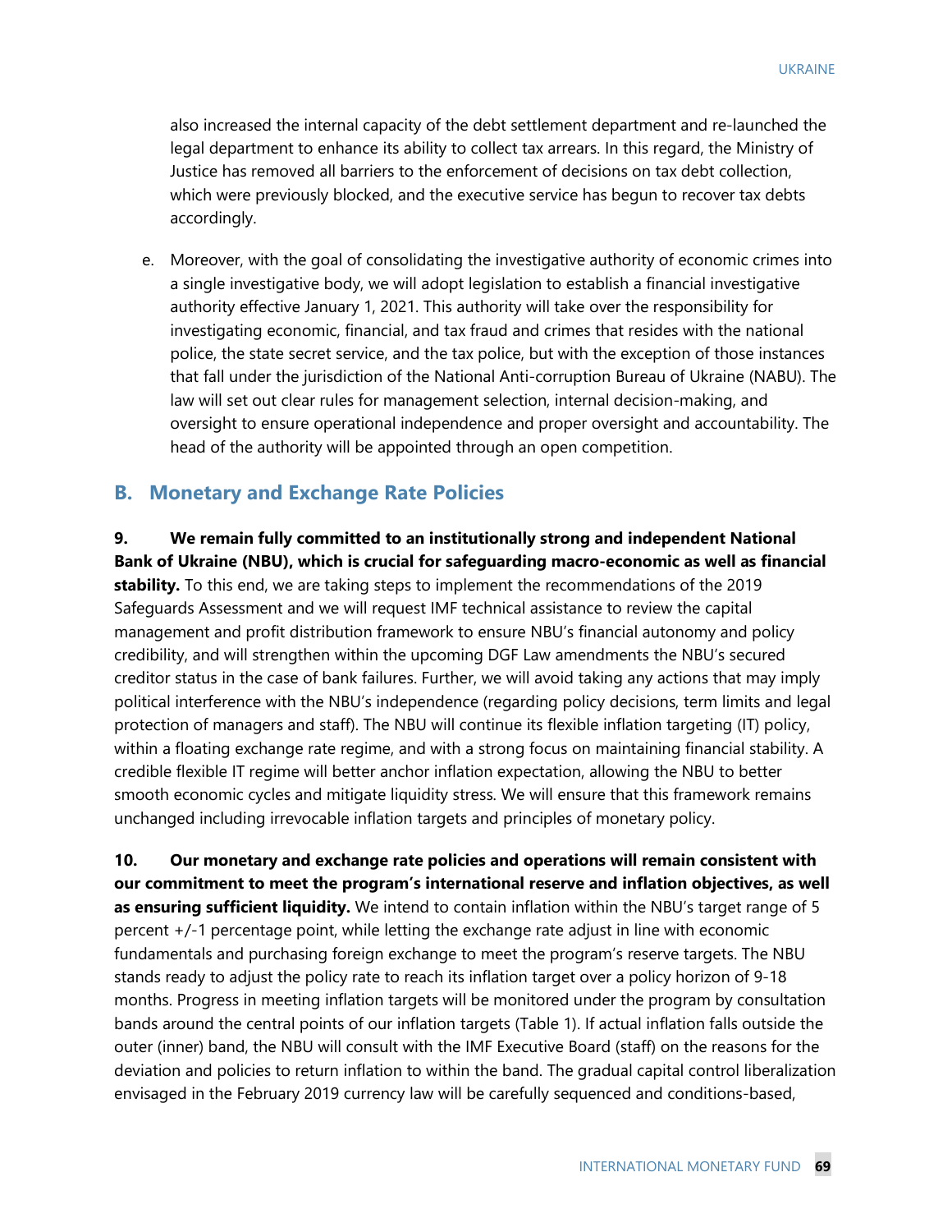also increased the internal capacity of the debt settlement department and re-launched the legal department to enhance its ability to collect tax arrears. In this regard, the Ministry of Justice has removed all barriers to the enforcement of decisions on tax debt collection, which were previously blocked, and the executive service has begun to recover tax debts accordingly.

e. Moreover, with the goal of consolidating the investigative authority of economic crimes into a single investigative body, we will adopt legislation to establish a financial investigative authority effective January 1, 2021. This authority will take over the responsibility for investigating economic, financial, and tax fraud and crimes that resides with the national police, the state secret service, and the tax police, but with the exception of those instances that fall under the jurisdiction of the National Anti-corruption Bureau of Ukraine (NABU). The law will set out clear rules for management selection, internal decision-making, and oversight to ensure operational independence and proper oversight and accountability. The head of the authority will be appointed through an open competition.

## B. Monetary and Exchange Rate Policies

**9. We remain fully committed to an institutionally strong and independent National Bank of Ukraine (NBU), which is crucial for safeguarding macro-economic as well as financial stability.** To this end, we are taking steps to implement the recommendations of the 2019 Safeguards Assessment and we will request IMF technical assistance to review the capital management and profit distribution framework to ensure NBU's financial autonomy and policy credibility, and will strengthen within the upcoming DGF Law amendments the NBU's secured creditor status in the case of bank failures. Further, we will avoid taking any actions that may imply political interference with the NBU's independence (regarding policy decisions, term limits and legal protection of managers and staff). The NBU will continue its flexible inflation targeting (IT) policy, within a floating exchange rate regime, and with a strong focus on maintaining financial stability. A credible flexible IT regime will better anchor inflation expectation, allowing the NBU to better smooth economic cycles and mitigate liquidity stress. We will ensure that this framework remains unchanged including irrevocable inflation targets and principles of monetary policy.

**10. Our monetary and exchange rate policies and operations will remain consistent with our commitment to meet the program's international reserve and inflation objectives, as well as ensuring sufficient liquidity.** We intend to contain inflation within the NBU's target range of 5 percent +/-1 percentage point, while letting the exchange rate adjust in line with economic fundamentals and purchasing foreign exchange to meet the program's reserve targets. The NBU stands ready to adjust the policy rate to reach its inflation target over a policy horizon of 9-18 months. Progress in meeting inflation targets will be monitored under the program by consultation bands around the central points of our inflation targets (Table 1). If actual inflation falls outside the outer (inner) band, the NBU will consult with the IMF Executive Board (staff) on the reasons for the deviation and policies to return inflation to within the band. The gradual capital control liberalization envisaged in the February 2019 currency law will be carefully sequenced and conditions-based,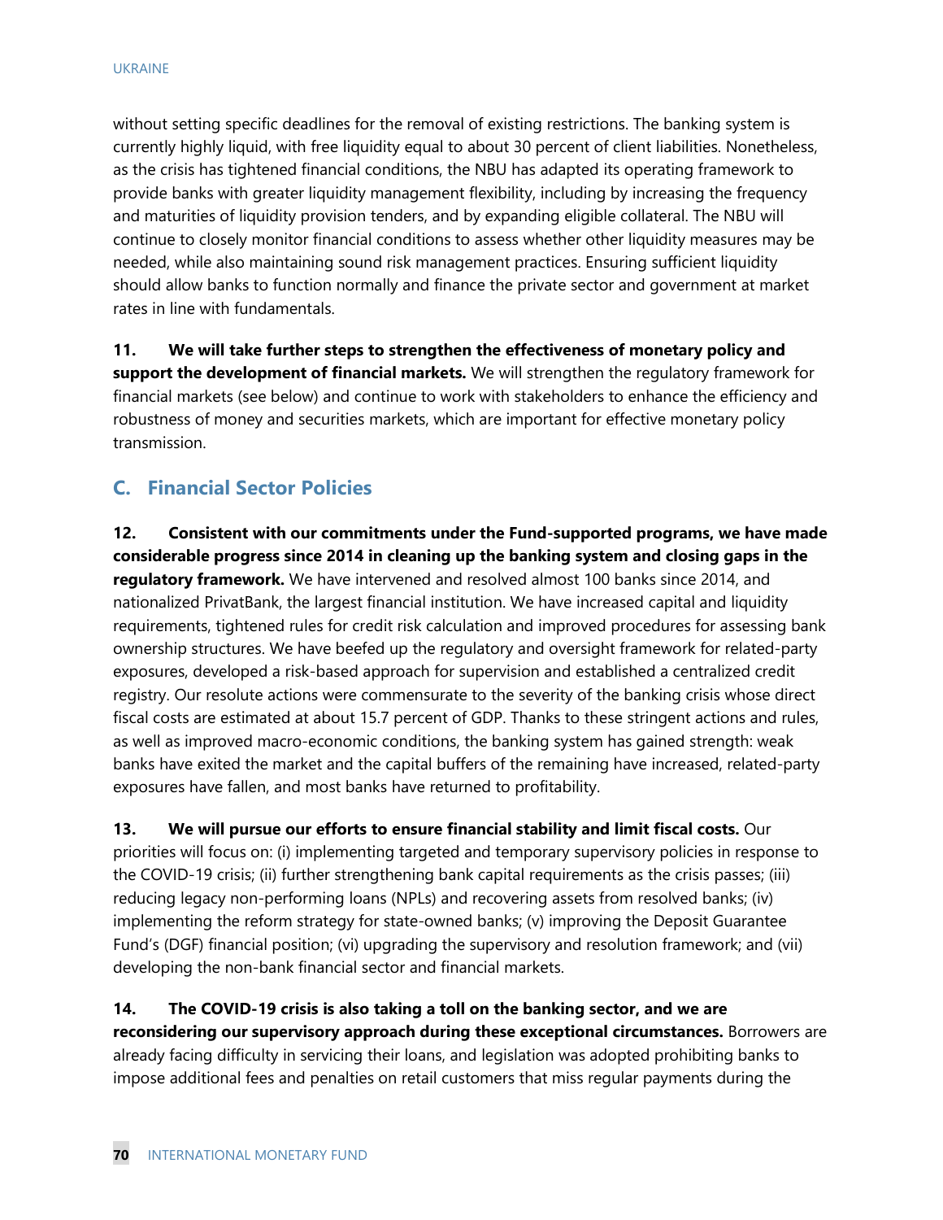without setting specific deadlines for the removal of existing restrictions. The banking system is currently highly liquid, with free liquidity equal to about 30 percent of client liabilities. Nonetheless, as the crisis has tightened financial conditions, the NBU has adapted its operating framework to provide banks with greater liquidity management flexibility, including by increasing the frequency and maturities of liquidity provision tenders, and by expanding eligible collateral. The NBU will continue to closely monitor financial conditions to assess whether other liquidity measures may be needed, while also maintaining sound risk management practices. Ensuring sufficient liquidity should allow banks to function normally and finance the private sector and government at market rates in line with fundamentals.

**11. We will take further steps to strengthen the effectiveness of monetary policy and support the development of financial markets.** We will strengthen the regulatory framework for financial markets (see below) and continue to work with stakeholders to enhance the efficiency and robustness of money and securities markets, which are important for effective monetary policy transmission.

## C. Financial Sector Policies

**12. Consistent with our commitments under the Fund-supported programs, we have made considerable progress since 2014 in cleaning up the banking system and closing gaps in the regulatory framework.** We have intervened and resolved almost 100 banks since 2014, and nationalized PrivatBank, the largest financial institution. We have increased capital and liquidity requirements, tightened rules for credit risk calculation and improved procedures for assessing bank ownership structures. We have beefed up the regulatory and oversight framework for related-party exposures, developed a risk-based approach for supervision and established a centralized credit registry. Our resolute actions were commensurate to the severity of the banking crisis whose direct fiscal costs are estimated at about 15.7 percent of GDP. Thanks to these stringent actions and rules, as well as improved macro-economic conditions, the banking system has gained strength: weak banks have exited the market and the capital buffers of the remaining have increased, related-party exposures have fallen, and most banks have returned to profitability.

**13. We will pursue our efforts to ensure financial stability and limit fiscal costs.** Our priorities will focus on: (i) implementing targeted and temporary supervisory policies in response to the COVID-19 crisis; (ii) further strengthening bank capital requirements as the crisis passes; (iii) reducing legacy non-performing loans (NPLs) and recovering assets from resolved banks; (iv) implementing the reform strategy for state-owned banks; (v) improving the Deposit Guarantee Fund's (DGF) financial position; (vi) upgrading the supervisory and resolution framework; and (vii) developing the non-bank financial sector and financial markets.

**14. The COVID-19 crisis is also taking a toll on the banking sector, and we are reconsidering our supervisory approach during these exceptional circumstances.** Borrowers are already facing difficulty in servicing their loans, and legislation was adopted prohibiting banks to impose additional fees and penalties on retail customers that miss regular payments during the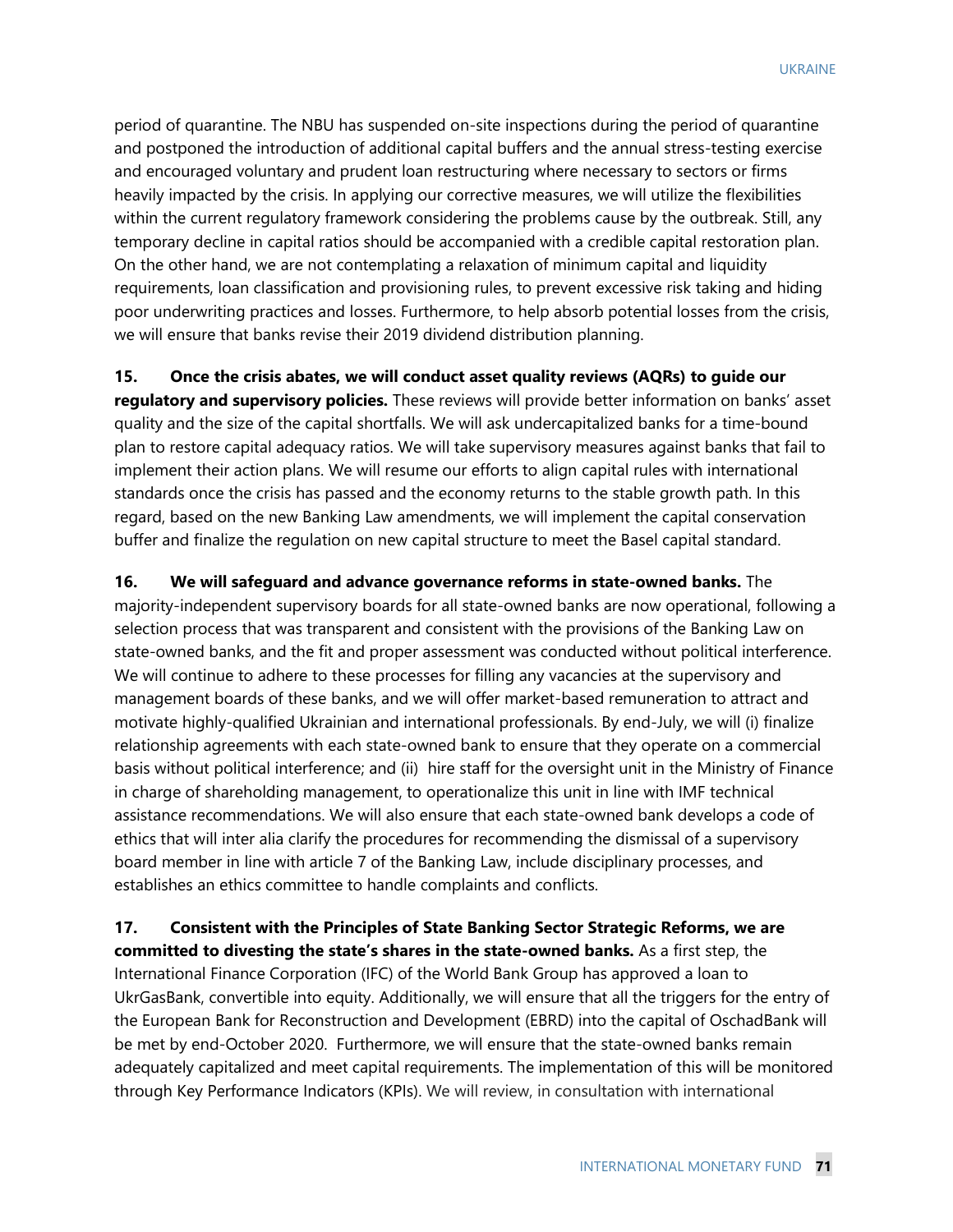period of quarantine. The NBU has suspended on-site inspections during the period of quarantine and postponed the introduction of additional capital buffers and the annual stress-testing exercise and encouraged voluntary and prudent loan restructuring where necessary to sectors or firms heavily impacted by the crisis. In applying our corrective measures, we will utilize the flexibilities within the current regulatory framework considering the problems cause by the outbreak. Still, any temporary decline in capital ratios should be accompanied with a credible capital restoration plan. On the other hand, we are not contemplating a relaxation of minimum capital and liquidity requirements, loan classification and provisioning rules, to prevent excessive risk taking and hiding poor underwriting practices and losses. Furthermore, to help absorb potential losses from the crisis, we will ensure that banks revise their 2019 dividend distribution planning.

**15. Once the crisis abates, we will conduct asset quality reviews (AQRs) to guide our regulatory and supervisory policies.** These reviews will provide better information on banks' asset quality and the size of the capital shortfalls. We will ask undercapitalized banks for a time-bound plan to restore capital adequacy ratios. We will take supervisory measures against banks that fail to implement their action plans. We will resume our efforts to align capital rules with international standards once the crisis has passed and the economy returns to the stable growth path. In this regard, based on the new Banking Law amendments, we will implement the capital conservation buffer and finalize the regulation on new capital structure to meet the Basel capital standard.

**16. We will safeguard and advance governance reforms in state-owned banks.** The majority-independent supervisory boards for all state-owned banks are now operational, following a selection process that was transparent and consistent with the provisions of the Banking Law on state-owned banks, and the fit and proper assessment was conducted without political interference. We will continue to adhere to these processes for filling any vacancies at the supervisory and management boards of these banks, and we will offer market-based remuneration to attract and motivate highly-qualified Ukrainian and international professionals. By end-July, we will (i) finalize relationship agreements with each state-owned bank to ensure that they operate on a commercial basis without political interference; and (ii) hire staff for the oversight unit in the Ministry of Finance in charge of shareholding management, to operationalize this unit in line with IMF technical assistance recommendations. We will also ensure that each state-owned bank develops a code of ethics that will inter alia clarify the procedures for recommending the dismissal of a supervisory board member in line with article 7 of the Banking Law, include disciplinary processes, and establishes an ethics committee to handle complaints and conflicts.

**17. Consistent with the Principles of State Banking Sector Strategic Reforms, we are committed to divesting the state's shares in the state-owned banks.** As a first step, the International Finance Corporation (IFC) of the World Bank Group has approved a loan to UkrGasBank, convertible into equity. Additionally, we will ensure that all the triggers for the entry of the European Bank for Reconstruction and Development (EBRD) into the capital of OschadBank will be met by end-October 2020. Furthermore, we will ensure that the state-owned banks remain adequately capitalized and meet capital requirements. The implementation of this will be monitored through Key Performance Indicators (KPIs). We will review, in consultation with international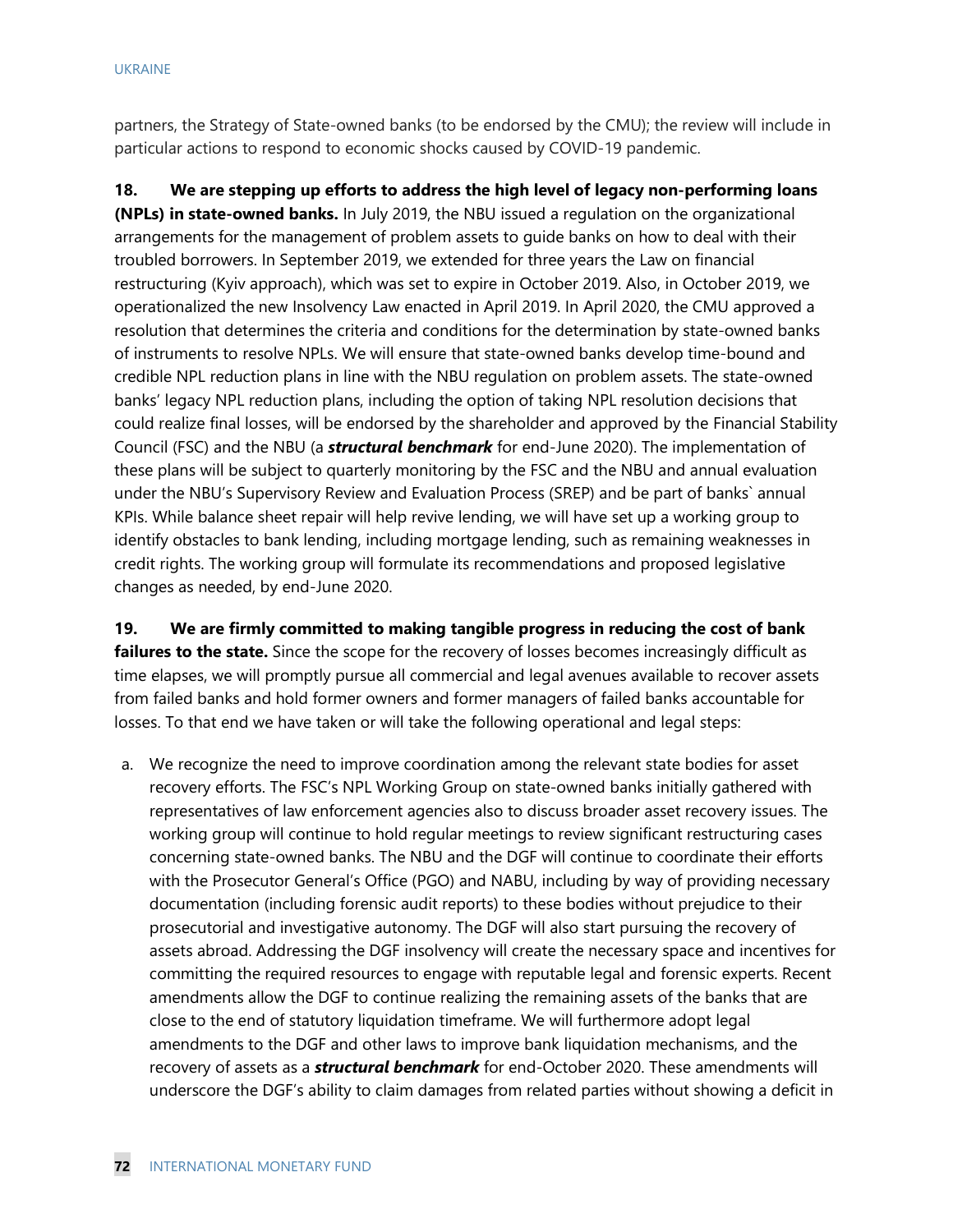partners, the Strategy of State-owned banks (to be endorsed by the CMU); the review will include in particular actions to respond to economic shocks caused by COVID-19 pandemic.

**18. We are stepping up efforts to address the high level of legacy non-performing loans (NPLs) in state-owned banks.** In July 2019, the NBU issued a regulation on the organizational arrangements for the management of problem assets to guide banks on how to deal with their troubled borrowers. In September 2019, we extended for three years the Law on financial restructuring (Kyiv approach), which was set to expire in October 2019. Also, in October 2019, we operationalized the new Insolvency Law enacted in April 2019. In April 2020, the CMU approved a resolution that determines the criteria and conditions for the determination by state-owned banks of instruments to resolve NPLs. We will ensure that state-owned banks develop time-bound and credible NPL reduction plans in line with the NBU regulation on problem assets. The state-owned banks' legacy NPL reduction plans, including the option of taking NPL resolution decisions that could realize final losses, will be endorsed by the shareholder and approved by the Financial Stability Council (FSC) and the NBU (a ***structural benchmark*** for end-June 2020). The implementation of these plans will be subject to quarterly monitoring by the FSC and the NBU and annual evaluation under the NBU's Supervisory Review and Evaluation Process (SREP) and be part of banks` annual KPIs. While balance sheet repair will help revive lending, we will have set up a working group to identify obstacles to bank lending, including mortgage lending, such as remaining weaknesses in credit rights. The working group will formulate its recommendations and proposed legislative changes as needed, by end-June 2020.

**19. We are firmly committed to making tangible progress in reducing the cost of bank failures to the state.** Since the scope for the recovery of losses becomes increasingly difficult as time elapses, we will promptly pursue all commercial and legal avenues available to recover assets from failed banks and hold former owners and former managers of failed banks accountable for losses. To that end we have taken or will take the following operational and legal steps:

a. We recognize the need to improve coordination among the relevant state bodies for asset recovery efforts. The FSC's NPL Working Group on state-owned banks initially gathered with representatives of law enforcement agencies also to discuss broader asset recovery issues. The working group will continue to hold regular meetings to review significant restructuring cases concerning state-owned banks. The NBU and the DGF will continue to coordinate their efforts with the Prosecutor General's Office (PGO) and NABU, including by way of providing necessary documentation (including forensic audit reports) to these bodies without prejudice to their prosecutorial and investigative autonomy. The DGF will also start pursuing the recovery of assets abroad. Addressing the DGF insolvency will create the necessary space and incentives for committing the required resources to engage with reputable legal and forensic experts. Recent amendments allow the DGF to continue realizing the remaining assets of the banks that are close to the end of statutory liquidation timeframe. We will furthermore adopt legal amendments to the DGF and other laws to improve bank liquidation mechanisms, and the recovery of assets as a ***structural benchmark*** for end-October 2020. These amendments will underscore the DGF's ability to claim damages from related parties without showing a deficit in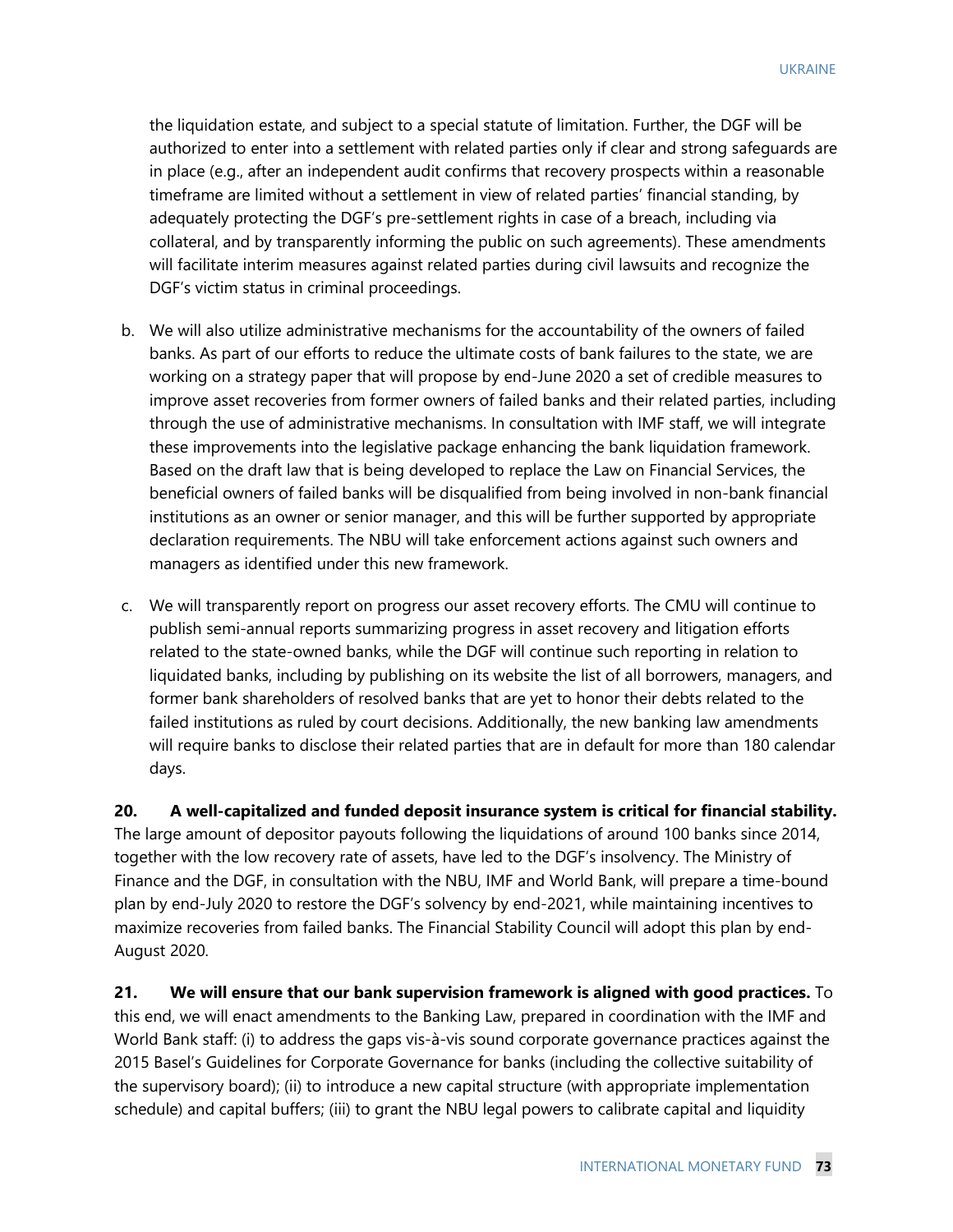the liquidation estate, and subject to a special statute of limitation. Further, the DGF will be authorized to enter into a settlement with related parties only if clear and strong safeguards are in place (e.g., after an independent audit confirms that recovery prospects within a reasonable timeframe are limited without a settlement in view of related parties' financial standing, by adequately protecting the DGF's pre-settlement rights in case of a breach, including via collateral, and by transparently informing the public on such agreements). These amendments will facilitate interim measures against related parties during civil lawsuits and recognize the DGF's victim status in criminal proceedings.

b. We will also utilize administrative mechanisms for the accountability of the owners of failed banks. As part of our efforts to reduce the ultimate costs of bank failures to the state, we are working on a strategy paper that will propose by end-June 2020 a set of credible measures to improve asset recoveries from former owners of failed banks and their related parties, including through the use of administrative mechanisms. In consultation with IMF staff, we will integrate these improvements into the legislative package enhancing the bank liquidation framework. Based on the draft law that is being developed to replace the Law on Financial Services, the beneficial owners of failed banks will be disqualified from being involved in non-bank financial institutions as an owner or senior manager, and this will be further supported by appropriate declaration requirements. The NBU will take enforcement actions against such owners and managers as identified under this new framework.

c. We will transparently report on progress our asset recovery efforts. The CMU will continue to publish semi-annual reports summarizing progress in asset recovery and litigation efforts related to the state-owned banks, while the DGF will continue such reporting in relation to liquidated banks, including by publishing on its website the list of all borrowers, managers, and former bank shareholders of resolved banks that are yet to honor their debts related to the failed institutions as ruled by court decisions. Additionally, the new banking law amendments will require banks to disclose their related parties that are in default for more than 180 calendar days.

**20. A well-capitalized and funded deposit insurance system is critical for financial stability.** The large amount of depositor payouts following the liquidations of around 100 banks since 2014, together with the low recovery rate of assets, have led to the DGF's insolvency. The Ministry of Finance and the DGF, in consultation with the NBU, IMF and World Bank, will prepare a time-bound plan by end-July 2020 to restore the DGF's solvency by end-2021, while maintaining incentives to maximize recoveries from failed banks. The Financial Stability Council will adopt this plan by end-August 2020.

**21. We will ensure that our bank supervision framework is aligned with good practices.** To this end, we will enact amendments to the Banking Law, prepared in coordination with the IMF and World Bank staff: (i) to address the gaps vis-à-vis sound corporate governance practices against the 2015 Basel's Guidelines for Corporate Governance for banks (including the collective suitability of the supervisory board); (ii) to introduce a new capital structure (with appropriate implementation schedule) and capital buffers; (iii) to grant the NBU legal powers to calibrate capital and liquidity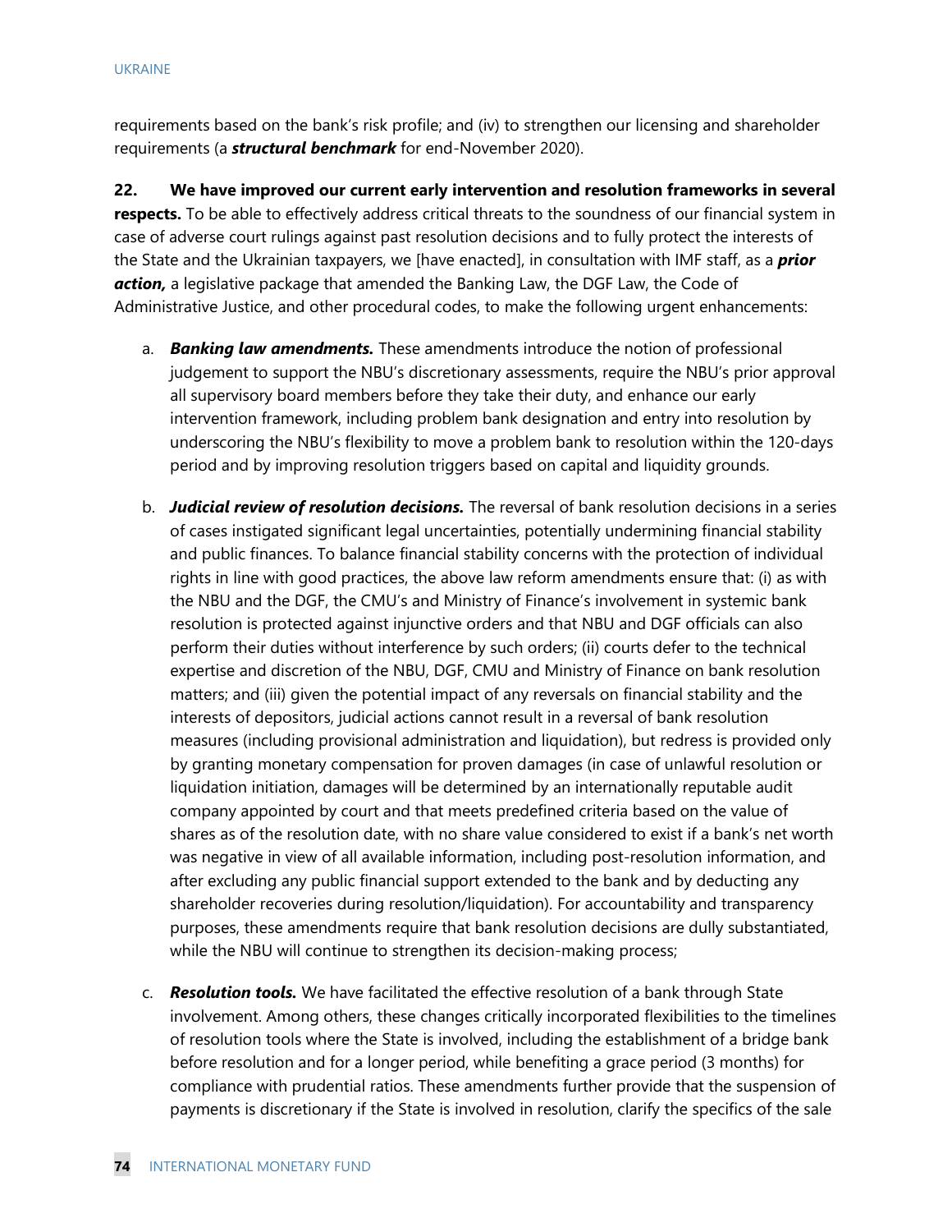requirements based on the bank's risk profile; and (iv) to strengthen our licensing and shareholder requirements (a ***structural benchmark*** for end-November 2020).

**22. We have improved our current early intervention and resolution frameworks in several respects.** To be able to effectively address critical threats to the soundness of our financial system in case of adverse court rulings against past resolution decisions and to fully protect the interests of the State and the Ukrainian taxpayers, we [have enacted], in consultation with IMF staff, as a ***prior action,*** a legislative package that amended the Banking Law, the DGF Law, the Code of Administrative Justice, and other procedural codes, to make the following urgent enhancements:

a. ***Banking law amendments.*** These amendments introduce the notion of professional judgement to support the NBU's discretionary assessments, require the NBU's prior approval all supervisory board members before they take their duty, and enhance our early intervention framework, including problem bank designation and entry into resolution by underscoring the NBU's flexibility to move a problem bank to resolution within the 120-days period and by improving resolution triggers based on capital and liquidity grounds.

b. ***Judicial review of resolution decisions.*** The reversal of bank resolution decisions in a series of cases instigated significant legal uncertainties, potentially undermining financial stability and public finances. To balance financial stability concerns with the protection of individual rights in line with good practices, the above law reform amendments ensure that: (i) as with the NBU and the DGF, the CMU's and Ministry of Finance's involvement in systemic bank resolution is protected against injunctive orders and that NBU and DGF officials can also perform their duties without interference by such orders; (ii) courts defer to the technical expertise and discretion of the NBU, DGF, CMU and Ministry of Finance on bank resolution matters; and (iii) given the potential impact of any reversals on financial stability and the interests of depositors, judicial actions cannot result in a reversal of bank resolution measures (including provisional administration and liquidation), but redress is provided only by granting monetary compensation for proven damages (in case of unlawful resolution or liquidation initiation, damages will be determined by an internationally reputable audit company appointed by court and that meets predefined criteria based on the value of shares as of the resolution date, with no share value considered to exist if a bank's net worth was negative in view of all available information, including post-resolution information, and after excluding any public financial support extended to the bank and by deducting any shareholder recoveries during resolution/liquidation). For accountability and transparency purposes, these amendments require that bank resolution decisions are dully substantiated, while the NBU will continue to strengthen its decision-making process;

c. ***Resolution tools.*** We have facilitated the effective resolution of a bank through State involvement. Among others, these changes critically incorporated flexibilities to the timelines of resolution tools where the State is involved, including the establishment of a bridge bank before resolution and for a longer period, while benefiting a grace period (3 months) for compliance with prudential ratios. These amendments further provide that the suspension of payments is discretionary if the State is involved in resolution, clarify the specifics of the sale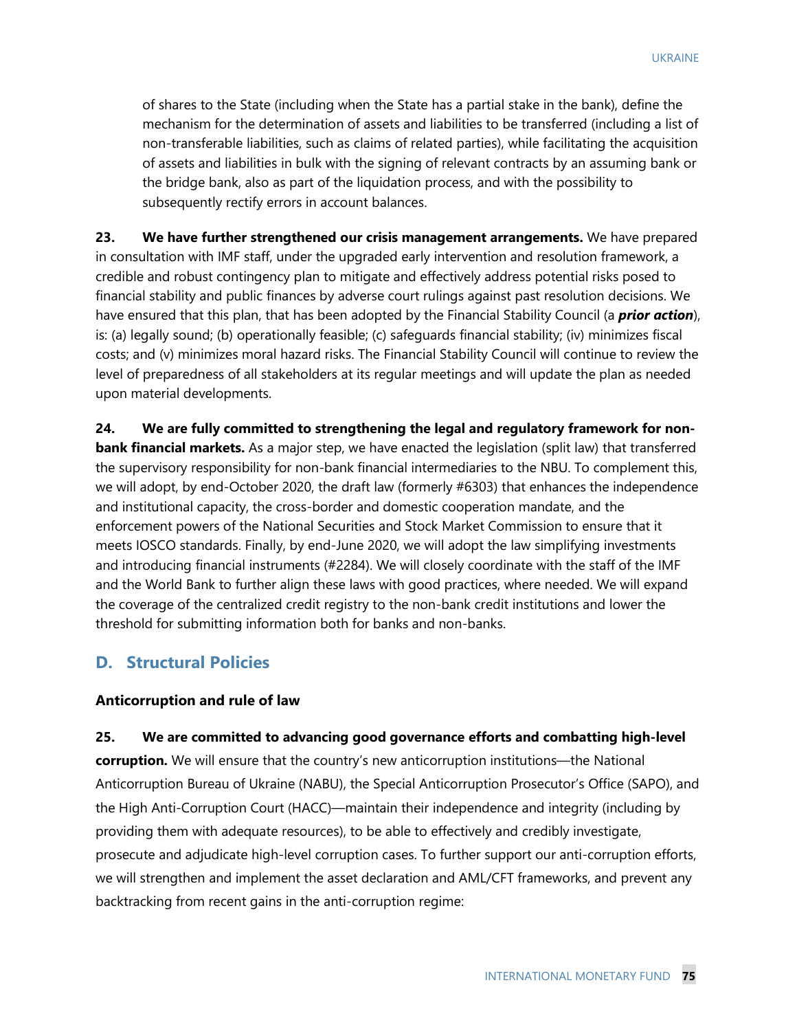of shares to the State (including when the State has a partial stake in the bank), define the mechanism for the determination of assets and liabilities to be transferred (including a list of non-transferable liabilities, such as claims of related parties), while facilitating the acquisition of assets and liabilities in bulk with the signing of relevant contracts by an assuming bank or the bridge bank, also as part of the liquidation process, and with the possibility to subsequently rectify errors in account balances.

**23. We have further strengthened our crisis management arrangements.** We have prepared in consultation with IMF staff, under the upgraded early intervention and resolution framework, a credible and robust contingency plan to mitigate and effectively address potential risks posed to financial stability and public finances by adverse court rulings against past resolution decisions. We have ensured that this plan, that has been adopted by the Financial Stability Council (a ***prior action***), is: (a) legally sound; (b) operationally feasible; (c) safeguards financial stability; (iv) minimizes fiscal costs; and (v) minimizes moral hazard risks. The Financial Stability Council will continue to review the level of preparedness of all stakeholders at its regular meetings and will update the plan as needed upon material developments.

**24. We are fully committed to strengthening the legal and regulatory framework for non-bank financial markets.** As a major step, we have enacted the legislation (split law) that transferred the supervisory responsibility for non-bank financial intermediaries to the NBU. To complement this, we will adopt, by end-October 2020, the draft law (formerly #6303) that enhances the independence and institutional capacity, the cross-border and domestic cooperation mandate, and the enforcement powers of the National Securities and Stock Market Commission to ensure that it meets IOSCO standards. Finally, by end-June 2020, we will adopt the law simplifying investments and introducing financial instruments (#2284). We will closely coordinate with the staff of the IMF and the World Bank to further align these laws with good practices, where needed. We will expand the coverage of the centralized credit registry to the non-bank credit institutions and lower the threshold for submitting information both for banks and non-banks.

## D. Structural Policies

### Anticorruption and rule of law

**25. We are committed to advancing good governance efforts and combatting high-level corruption.** We will ensure that the country's new anticorruption institutions—the National Anticorruption Bureau of Ukraine (NABU), the Special Anticorruption Prosecutor's Office (SAPO), and the High Anti-Corruption Court (HACC)—maintain their independence and integrity (including by providing them with adequate resources), to be able to effectively and credibly investigate, prosecute and adjudicate high-level corruption cases. To further support our anti-corruption efforts, we will strengthen and implement the asset declaration and AML/CFT frameworks, and prevent any backtracking from recent gains in the anti-corruption regime: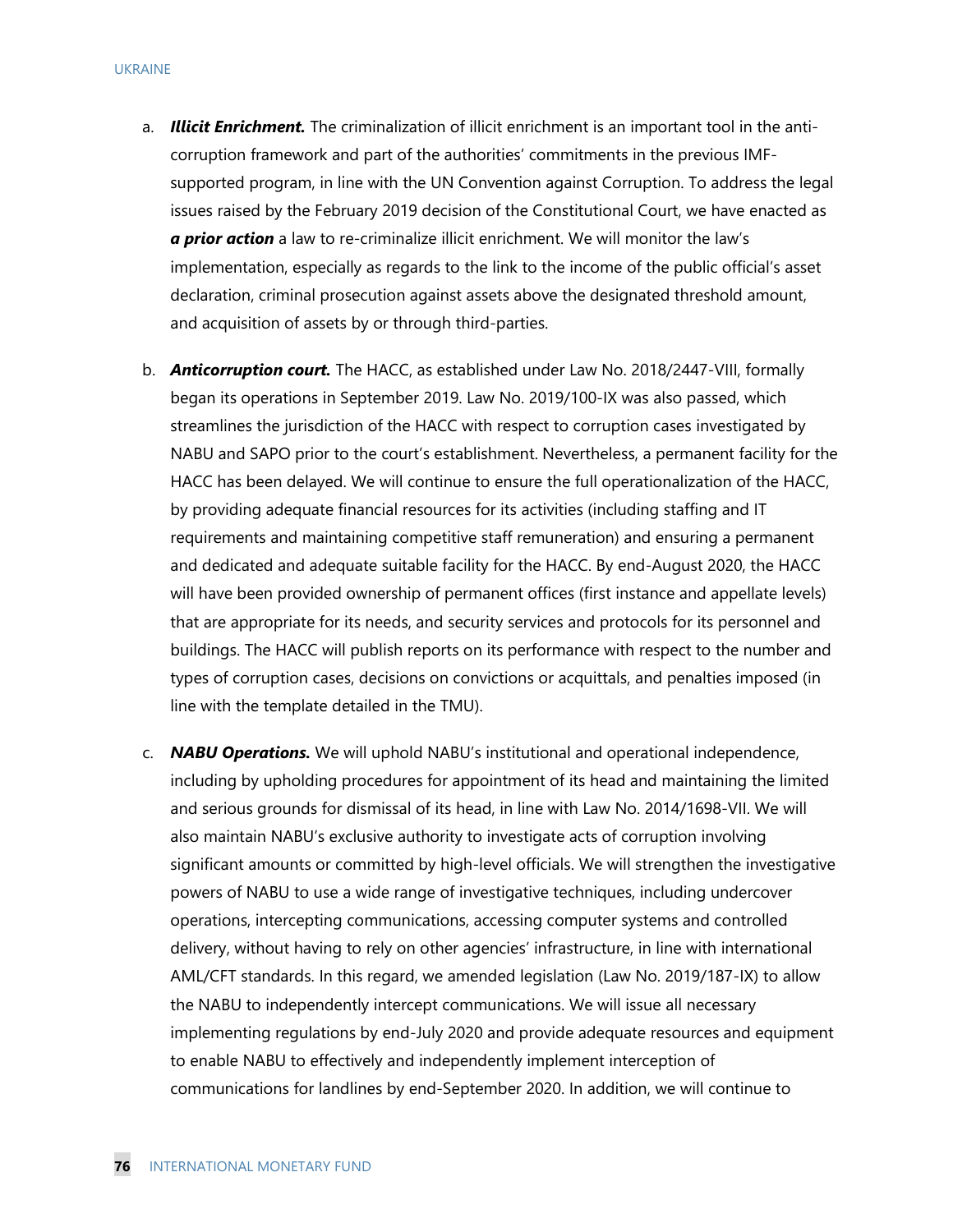a. ***Illicit Enrichment.*** The criminalization of illicit enrichment is an important tool in the anti-corruption framework and part of the authorities' commitments in the previous IMF-supported program, in line with the UN Convention against Corruption. To address the legal issues raised by the February 2019 decision of the Constitutional Court, we have enacted as ***a prior action*** a law to re-criminalize illicit enrichment. We will monitor the law's implementation, especially as regards to the link to the income of the public official's asset declaration, criminal prosecution against assets above the designated threshold amount, and acquisition of assets by or through third-parties.

b. ***Anticorruption court.*** The HACC, as established under Law No. 2018/2447-VIII, formally began its operations in September 2019. Law No. 2019/100-IX was also passed, which streamlines the jurisdiction of the HACC with respect to corruption cases investigated by NABU and SAPO prior to the court's establishment. Nevertheless, a permanent facility for the HACC has been delayed. We will continue to ensure the full operationalization of the HACC, by providing adequate financial resources for its activities (including staffing and IT requirements and maintaining competitive staff remuneration) and ensuring a permanent and dedicated and adequate suitable facility for the HACC. By end-August 2020, the HACC will have been provided ownership of permanent offices (first instance and appellate levels) that are appropriate for its needs, and security services and protocols for its personnel and buildings. The HACC will publish reports on its performance with respect to the number and types of corruption cases, decisions on convictions or acquittals, and penalties imposed (in line with the template detailed in the TMU).

c. ***NABU Operations.*** We will uphold NABU's institutional and operational independence, including by upholding procedures for appointment of its head and maintaining the limited and serious grounds for dismissal of its head, in line with Law No. 2014/1698-VII. We will also maintain NABU's exclusive authority to investigate acts of corruption involving significant amounts or committed by high-level officials. We will strengthen the investigative powers of NABU to use a wide range of investigative techniques, including undercover operations, intercepting communications, accessing computer systems and controlled delivery, without having to rely on other agencies' infrastructure, in line with international AML/CFT standards. In this regard, we amended legislation (Law No. 2019/187-IX) to allow the NABU to independently intercept communications. We will issue all necessary implementing regulations by end-July 2020 and provide adequate resources and equipment to enable NABU to effectively and independently implement interception of communications for landlines by end-September 2020. In addition, we will continue to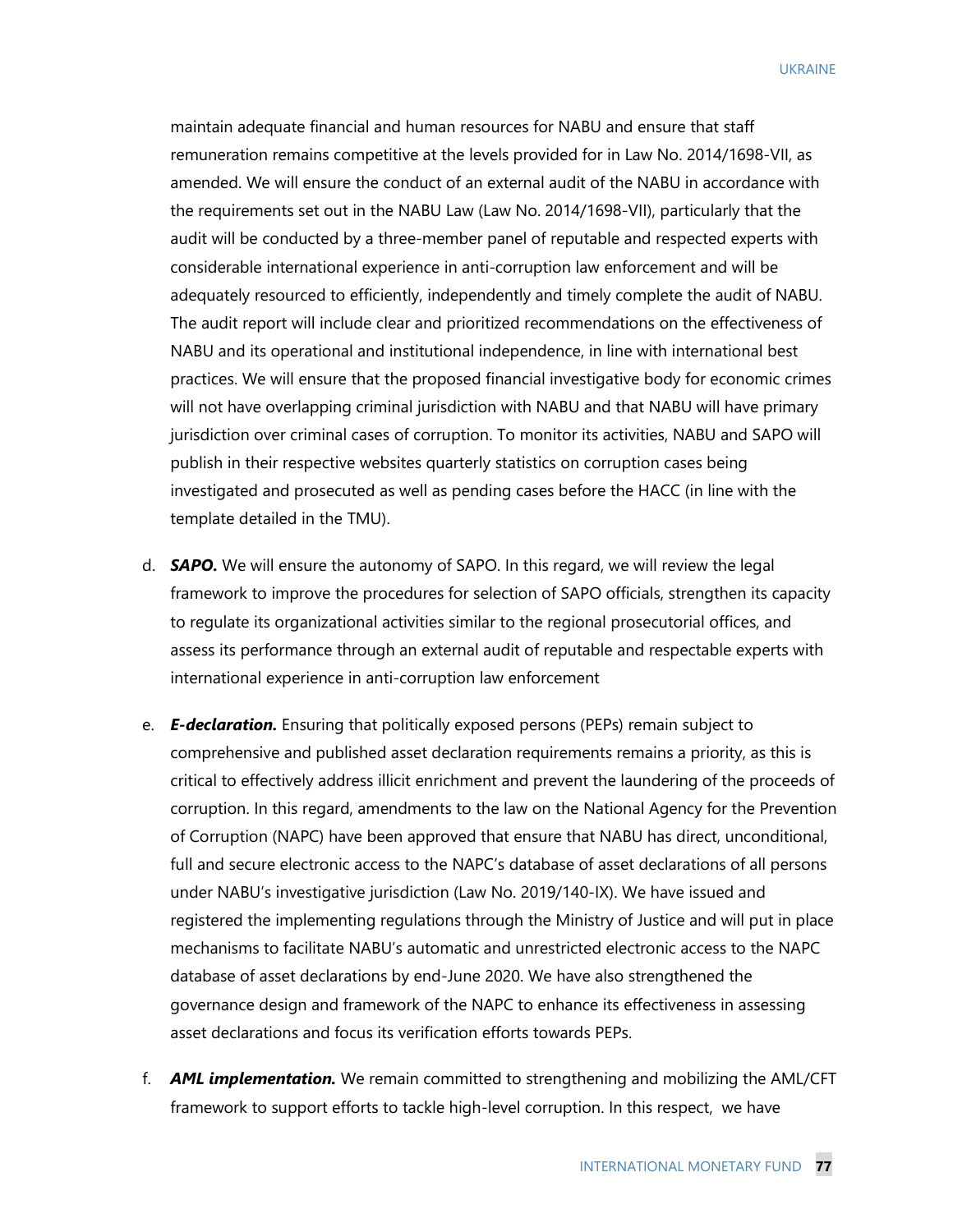maintain adequate financial and human resources for NABU and ensure that staff remuneration remains competitive at the levels provided for in Law No. 2014/1698-VII, as amended. We will ensure the conduct of an external audit of the NABU in accordance with the requirements set out in the NABU Law (Law No. 2014/1698-VII), particularly that the audit will be conducted by a three-member panel of reputable and respected experts with considerable international experience in anti-corruption law enforcement and will be adequately resourced to efficiently, independently and timely complete the audit of NABU. The audit report will include clear and prioritized recommendations on the effectiveness of NABU and its operational and institutional independence, in line with international best practices. We will ensure that the proposed financial investigative body for economic crimes will not have overlapping criminal jurisdiction with NABU and that NABU will have primary jurisdiction over criminal cases of corruption. To monitor its activities, NABU and SAPO will publish in their respective websites quarterly statistics on corruption cases being investigated and prosecuted as well as pending cases before the HACC (in line with the template detailed in the TMU).

d. ***SAPO.*** We will ensure the autonomy of SAPO. In this regard, we will review the legal framework to improve the procedures for selection of SAPO officials, strengthen its capacity to regulate its organizational activities similar to the regional prosecutorial offices, and assess its performance through an external audit of reputable and respectable experts with international experience in anti-corruption law enforcement

e. ***E-declaration.*** Ensuring that politically exposed persons (PEPs) remain subject to comprehensive and published asset declaration requirements remains a priority, as this is critical to effectively address illicit enrichment and prevent the laundering of the proceeds of corruption. In this regard, amendments to the law on the National Agency for the Prevention of Corruption (NAPC) have been approved that ensure that NABU has direct, unconditional, full and secure electronic access to the NAPC's database of asset declarations of all persons under NABU's investigative jurisdiction (Law No. 2019/140-IX). We have issued and registered the implementing regulations through the Ministry of Justice and will put in place mechanisms to facilitate NABU's automatic and unrestricted electronic access to the NAPC database of asset declarations by end-June 2020. We have also strengthened the governance design and framework of the NAPC to enhance its effectiveness in assessing asset declarations and focus its verification efforts towards PEPs.

f. ***AML implementation.*** We remain committed to strengthening and mobilizing the AML/CFT framework to support efforts to tackle high-level corruption. In this respect, we have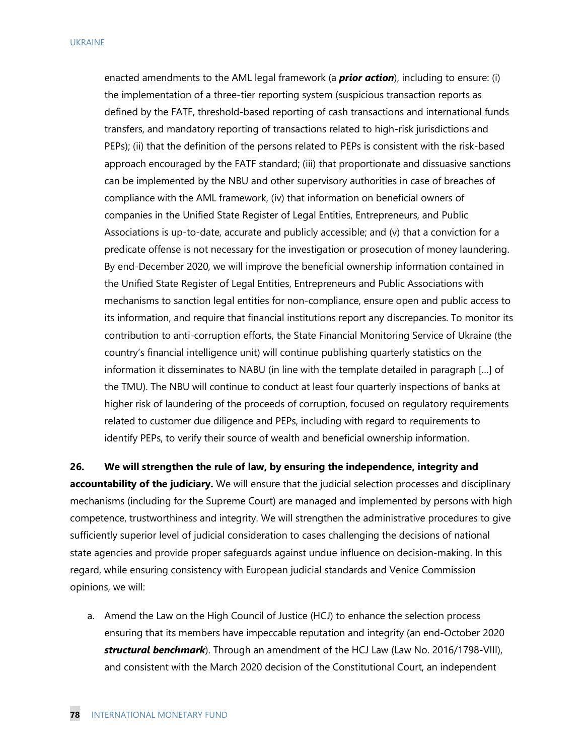enacted amendments to the AML legal framework (a ***prior action***), including to ensure: (i) the implementation of a three-tier reporting system (suspicious transaction reports as defined by the FATF, threshold-based reporting of cash transactions and international funds transfers, and mandatory reporting of transactions related to high-risk jurisdictions and PEPs); (ii) that the definition of the persons related to PEPs is consistent with the risk-based approach encouraged by the FATF standard; (iii) that proportionate and dissuasive sanctions can be implemented by the NBU and other supervisory authorities in case of breaches of compliance with the AML framework, (iv) that information on beneficial owners of companies in the Unified State Register of Legal Entities, Entrepreneurs, and Public Associations is up-to-date, accurate and publicly accessible; and (v) that a conviction for a predicate offense is not necessary for the investigation or prosecution of money laundering. By end-December 2020, we will improve the beneficial ownership information contained in the Unified State Register of Legal Entities, Entrepreneurs and Public Associations with mechanisms to sanction legal entities for non-compliance, ensure open and public access to its information, and require that financial institutions report any discrepancies. To monitor its contribution to anti-corruption efforts, the State Financial Monitoring Service of Ukraine (the country's financial intelligence unit) will continue publishing quarterly statistics on the information it disseminates to NABU (in line with the template detailed in paragraph […] of the TMU). The NBU will continue to conduct at least four quarterly inspections of banks at higher risk of laundering of the proceeds of corruption, focused on regulatory requirements related to customer due diligence and PEPs, including with regard to requirements to identify PEPs, to verify their source of wealth and beneficial ownership information.

**26. We will strengthen the rule of law, by ensuring the independence, integrity and accountability of the judiciary.** We will ensure that the judicial selection processes and disciplinary mechanisms (including for the Supreme Court) are managed and implemented by persons with high competence, trustworthiness and integrity. We will strengthen the administrative procedures to give sufficiently superior level of judicial consideration to cases challenging the decisions of national state agencies and provide proper safeguards against undue influence on decision-making. In this regard, while ensuring consistency with European judicial standards and Venice Commission opinions, we will:

a. Amend the Law on the High Council of Justice (HCJ) to enhance the selection process ensuring that its members have impeccable reputation and integrity (an end-October 2020 ***structural benchmark***). Through an amendment of the HCJ Law (Law No. 2016/1798-VIII), and consistent with the March 2020 decision of the Constitutional Court, an independent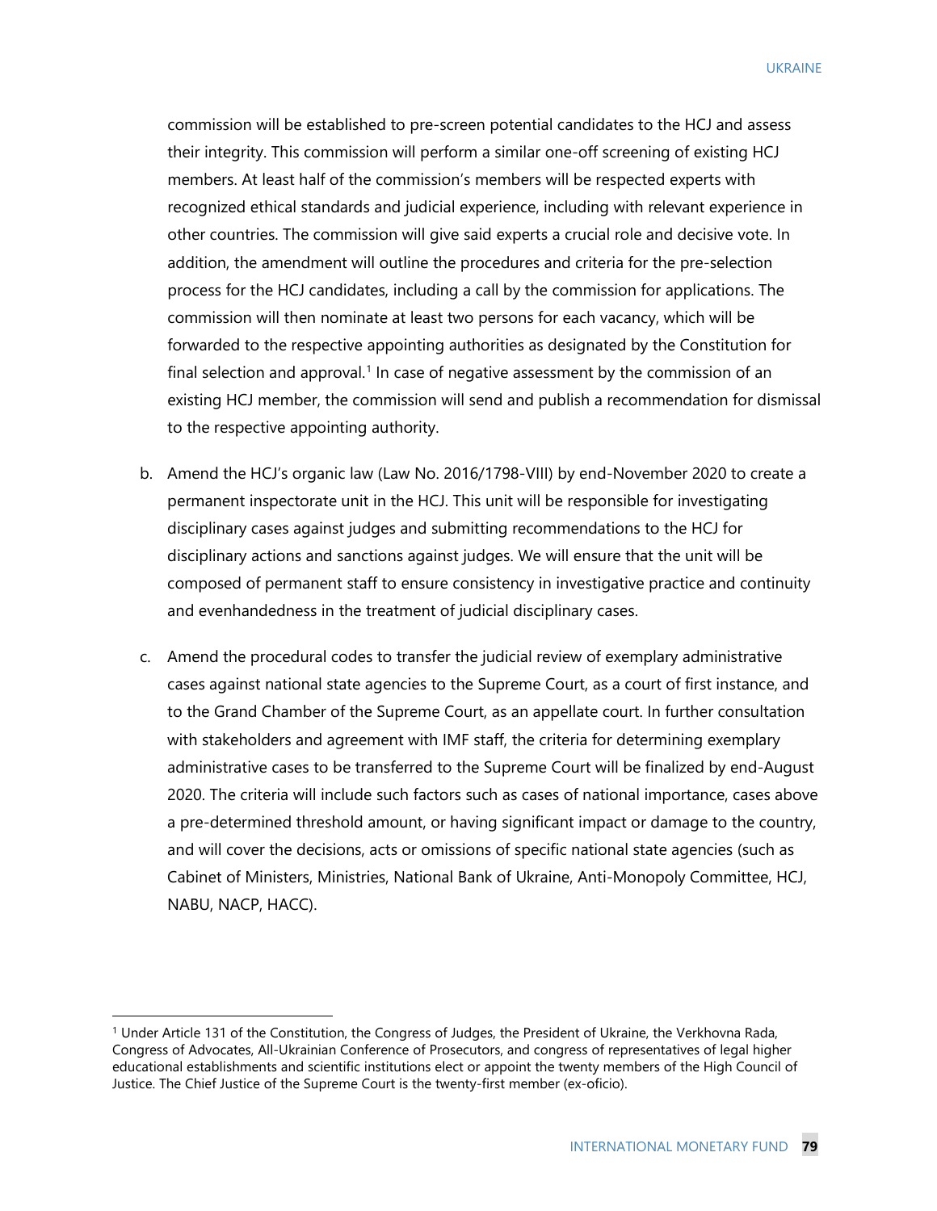commission will be established to pre-screen potential candidates to the HCJ and assess their integrity. This commission will perform a similar one-off screening of existing HCJ members. At least half of the commission's members will be respected experts with recognized ethical standards and judicial experience, including with relevant experience in other countries. The commission will give said experts a crucial role and decisive vote. In addition, the amendment will outline the procedures and criteria for the pre-selection process for the HCJ candidates, including a call by the commission for applications. The commission will then nominate at least two persons for each vacancy, which will be forwarded to the respective appointing authorities as designated by the Constitution for final selection and approval.[1] In case of negative assessment by the commission of an existing HCJ member, the commission will send and publish a recommendation for dismissal to the respective appointing authority.

b. Amend the HCJ's organic law (Law No. 2016/1798-VIII) by end-November 2020 to create a permanent inspectorate unit in the HCJ. This unit will be responsible for investigating disciplinary cases against judges and submitting recommendations to the HCJ for disciplinary actions and sanctions against judges. We will ensure that the unit will be composed of permanent staff to ensure consistency in investigative practice and continuity and evenhandedness in the treatment of judicial disciplinary cases.

c. Amend the procedural codes to transfer the judicial review of exemplary administrative cases against national state agencies to the Supreme Court, as a court of first instance, and to the Grand Chamber of the Supreme Court, as an appellate court. In further consultation with stakeholders and agreement with IMF staff, the criteria for determining exemplary administrative cases to be transferred to the Supreme Court will be finalized by end-August 2020. The criteria will include such factors such as cases of national importance, cases above a pre-determined threshold amount, or having significant impact or damage to the country, and will cover the decisions, acts or omissions of specific national state agencies (such as Cabinet of Ministers, Ministries, National Bank of Ukraine, Anti-Monopoly Committee, HCJ, NABU, NACP, HACC).

---

[1] Under Article 131 of the Constitution, the Congress of Judges, the President of Ukraine, the Verkhovna Rada, Congress of Advocates, All-Ukrainian Conference of Prosecutors, and congress of representatives of legal higher educational establishments and scientific institutions elect or appoint the twenty members of the High Council of Justice. The Chief Justice of the Supreme Court is the twenty-first member (ex-oficio).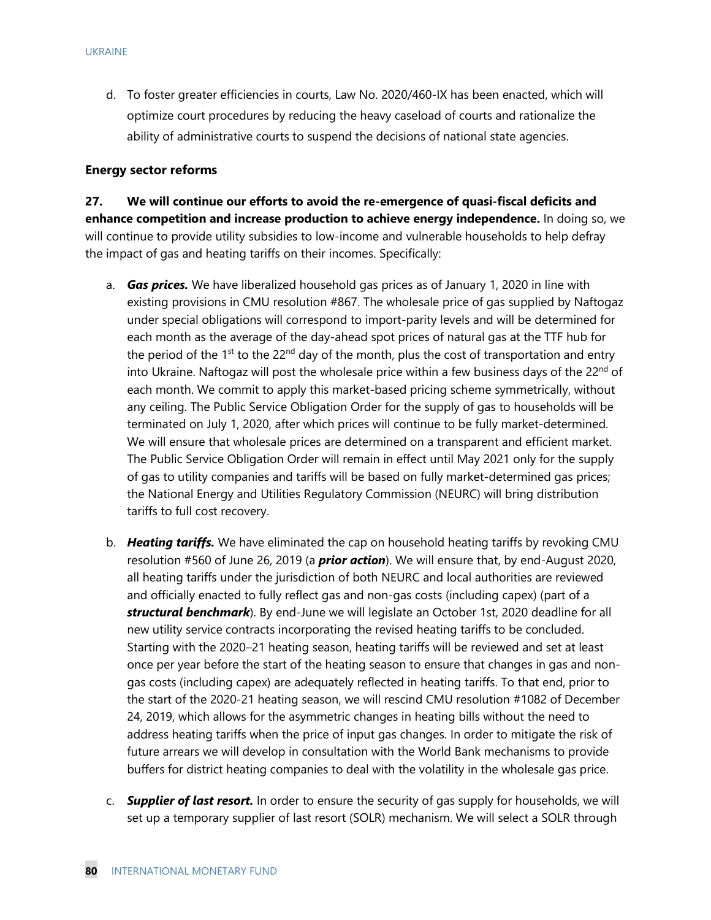d. To foster greater efficiencies in courts, Law No. 2020/460-IX has been enacted, which will optimize court procedures by reducing the heavy caseload of courts and rationalize the ability of administrative courts to suspend the decisions of national state agencies.

### Energy sector reforms

**27. We will continue our efforts to avoid the re-emergence of quasi-fiscal deficits and enhance competition and increase production to achieve energy independence.** In doing so, we will continue to provide utility subsidies to low-income and vulnerable households to help defray the impact of gas and heating tariffs on their incomes. Specifically:

a. ***Gas prices.*** We have liberalized household gas prices as of January 1, 2020 in line with existing provisions in CMU resolution #867. The wholesale price of gas supplied by Naftogaz under special obligations will correspond to import-parity levels and will be determined for each month as the average of the day-ahead spot prices of natural gas at the TTF hub for the period of the 1st to the 22nd day of the month, plus the cost of transportation and entry into Ukraine. Naftogaz will post the wholesale price within a few business days of the 22nd of each month. We commit to apply this market-based pricing scheme symmetrically, without any ceiling. The Public Service Obligation Order for the supply of gas to households will be terminated on July 1, 2020, after which prices will continue to be fully market-determined. We will ensure that wholesale prices are determined on a transparent and efficient market. The Public Service Obligation Order will remain in effect until May 2021 only for the supply of gas to utility companies and tariffs will be based on fully market-determined gas prices; the National Energy and Utilities Regulatory Commission (NEURC) will bring distribution tariffs to full cost recovery.

b. ***Heating tariffs.*** We have eliminated the cap on household heating tariffs by revoking CMU resolution #560 of June 26, 2019 (a ***prior action***). We will ensure that, by end-August 2020, all heating tariffs under the jurisdiction of both NEURC and local authorities are reviewed and officially enacted to fully reflect gas and non-gas costs (including capex) (part of a ***structural benchmark***). By end-June we will legislate an October 1st, 2020 deadline for all new utility service contracts incorporating the revised heating tariffs to be concluded. Starting with the 2020–21 heating season, heating tariffs will be reviewed and set at least once per year before the start of the heating season to ensure that changes in gas and non-gas costs (including capex) are adequately reflected in heating tariffs. To that end, prior to the start of the 2020-21 heating season, we will rescind CMU resolution #1082 of December 24, 2019, which allows for the asymmetric changes in heating bills without the need to address heating tariffs when the price of input gas changes. In order to mitigate the risk of future arrears we will develop in consultation with the World Bank mechanisms to provide buffers for district heating companies to deal with the volatility in the wholesale gas price.

c. ***Supplier of last resort.*** In order to ensure the security of gas supply for households, we will set up a temporary supplier of last resort (SOLR) mechanism. We will select a SOLR through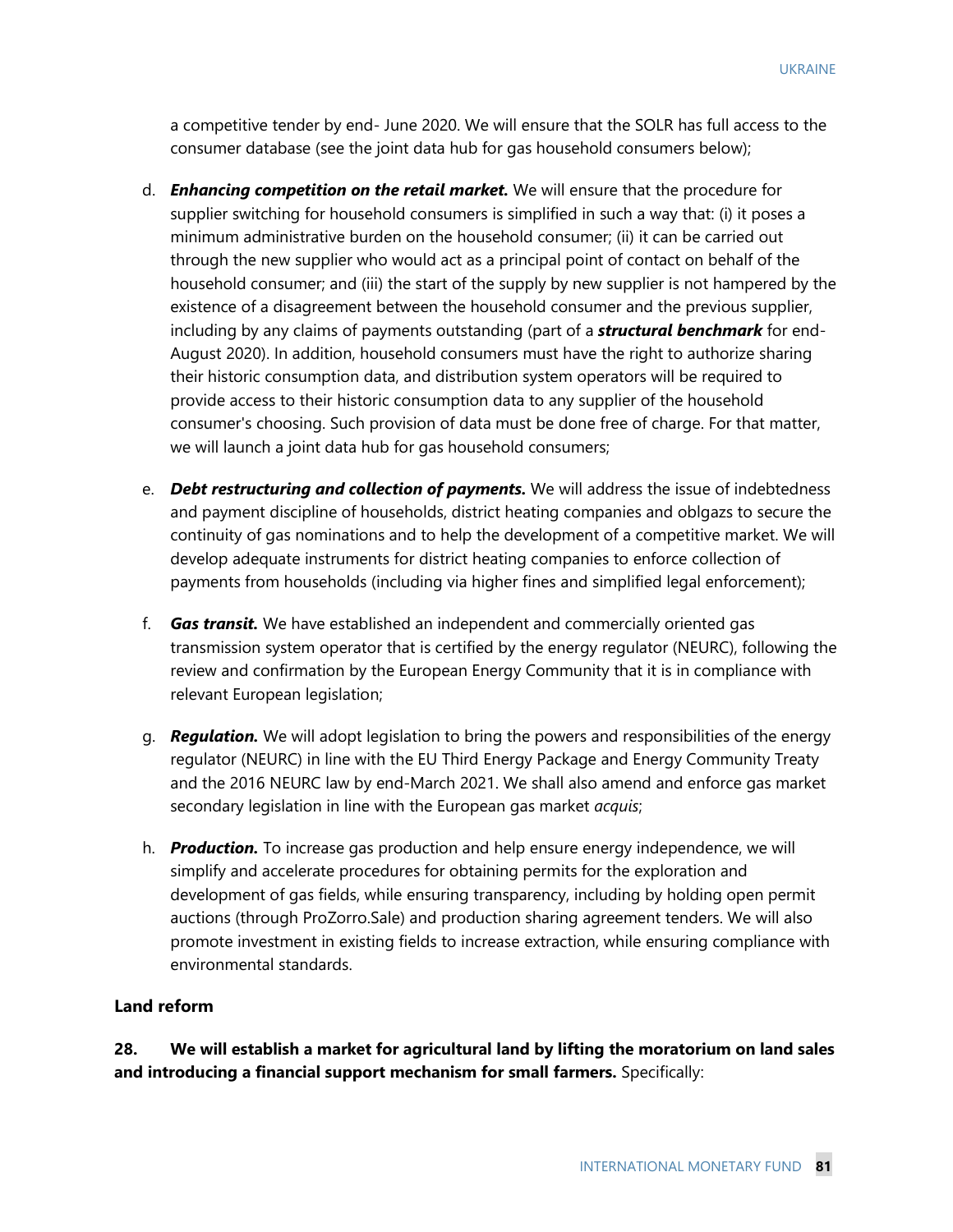a competitive tender by end- June 2020. We will ensure that the SOLR has full access to the consumer database (see the joint data hub for gas household consumers below);

d. ***Enhancing competition on the retail market.*** We will ensure that the procedure for supplier switching for household consumers is simplified in such a way that: (i) it poses a minimum administrative burden on the household consumer; (ii) it can be carried out through the new supplier who would act as a principal point of contact on behalf of the household consumer; and (iii) the start of the supply by new supplier is not hampered by the existence of a disagreement between the household consumer and the previous supplier, including by any claims of payments outstanding (part of a ***structural benchmark*** for end-August 2020). In addition, household consumers must have the right to authorize sharing their historic consumption data, and distribution system operators will be required to provide access to their historic consumption data to any supplier of the household consumer's choosing. Such provision of data must be done free of charge. For that matter, we will launch a joint data hub for gas household consumers;

e. ***Debt restructuring and collection of payments.*** We will address the issue of indebtedness and payment discipline of households, district heating companies and oblgazs to secure the continuity of gas nominations and to help the development of a competitive market. We will develop adequate instruments for district heating companies to enforce collection of payments from households (including via higher fines and simplified legal enforcement);

f. ***Gas transit.*** We have established an independent and commercially oriented gas transmission system operator that is certified by the energy regulator (NEURC), following the review and confirmation by the European Energy Community that it is in compliance with relevant European legislation;

g. ***Regulation.*** We will adopt legislation to bring the powers and responsibilities of the energy regulator (NEURC) in line with the EU Third Energy Package and Energy Community Treaty and the 2016 NEURC law by end-March 2021. We shall also amend and enforce gas market secondary legislation in line with the European gas market *acquis*;

h. ***Production.*** To increase gas production and help ensure energy independence, we will simplify and accelerate procedures for obtaining permits for the exploration and development of gas fields, while ensuring transparency, including by holding open permit auctions (through ProZorro.Sale) and production sharing agreement tenders. We will also promote investment in existing fields to increase extraction, while ensuring compliance with environmental standards.

**Land reform**

**28. We will establish a market for agricultural land by lifting the moratorium on land sales and introducing a financial support mechanism for small farmers.** Specifically: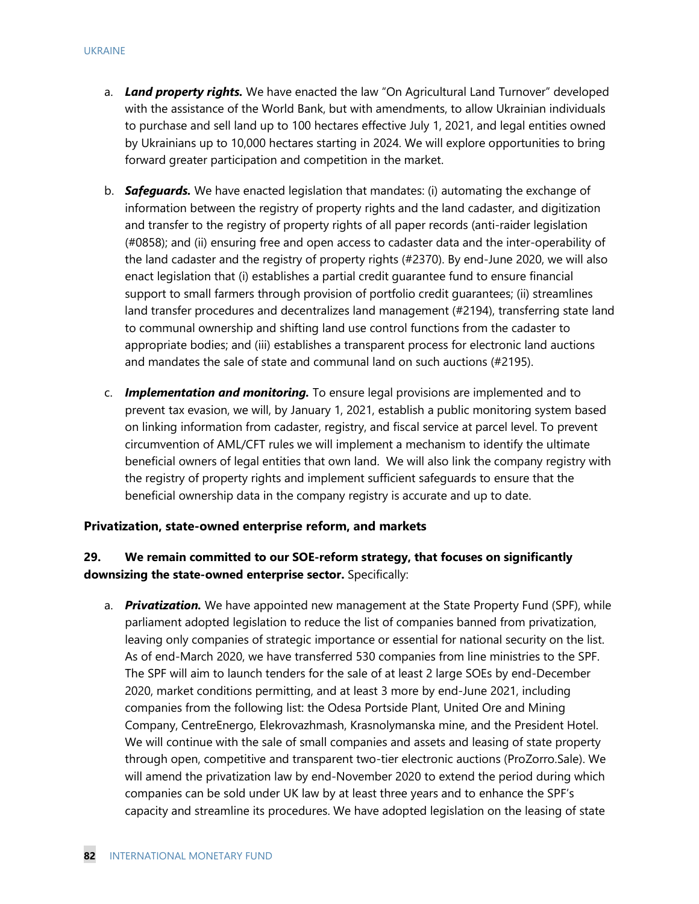a. ***Land property rights.*** We have enacted the law "On Agricultural Land Turnover" developed with the assistance of the World Bank, but with amendments, to allow Ukrainian individuals to purchase and sell land up to 100 hectares effective July 1, 2021, and legal entities owned by Ukrainians up to 10,000 hectares starting in 2024. We will explore opportunities to bring forward greater participation and competition in the market.

b. ***Safeguards.*** We have enacted legislation that mandates: (i) automating the exchange of information between the registry of property rights and the land cadaster, and digitization and transfer to the registry of property rights of all paper records (anti-raider legislation (#0858); and (ii) ensuring free and open access to cadaster data and the inter-operability of the land cadaster and the registry of property rights (#2370). By end-June 2020, we will also enact legislation that (i) establishes a partial credit guarantee fund to ensure financial support to small farmers through provision of portfolio credit guarantees; (ii) streamlines land transfer procedures and decentralizes land management (#2194), transferring state land to communal ownership and shifting land use control functions from the cadaster to appropriate bodies; and (iii) establishes a transparent process for electronic land auctions and mandates the sale of state and communal land on such auctions (#2195).

c. ***Implementation and monitoring.*** To ensure legal provisions are implemented and to prevent tax evasion, we will, by January 1, 2021, establish a public monitoring system based on linking information from cadaster, registry, and fiscal service at parcel level. To prevent circumvention of AML/CFT rules we will implement a mechanism to identify the ultimate beneficial owners of legal entities that own land. We will also link the company registry with the registry of property rights and implement sufficient safeguards to ensure that the beneficial ownership data in the company registry is accurate and up to date.

**Privatization, state-owned enterprise reform, and markets**

**29. We remain committed to our SOE-reform strategy, that focuses on significantly downsizing the state-owned enterprise sector.** Specifically:

a. ***Privatization.*** We have appointed new management at the State Property Fund (SPF), while parliament adopted legislation to reduce the list of companies banned from privatization, leaving only companies of strategic importance or essential for national security on the list. As of end-March 2020, we have transferred 530 companies from line ministries to the SPF. The SPF will aim to launch tenders for the sale of at least 2 large SOEs by end-December 2020, market conditions permitting, and at least 3 more by end-June 2021, including companies from the following list: the Odesa Portside Plant, United Ore and Mining Company, CentreEnergo, Elekrovazhmash, Krasnolymanska mine, and the President Hotel. We will continue with the sale of small companies and assets and leasing of state property through open, competitive and transparent two-tier electronic auctions (ProZorro.Sale). We will amend the privatization law by end-November 2020 to extend the period during which companies can be sold under UK law by at least three years and to enhance the SPF's capacity and streamline its procedures. We have adopted legislation on the leasing of state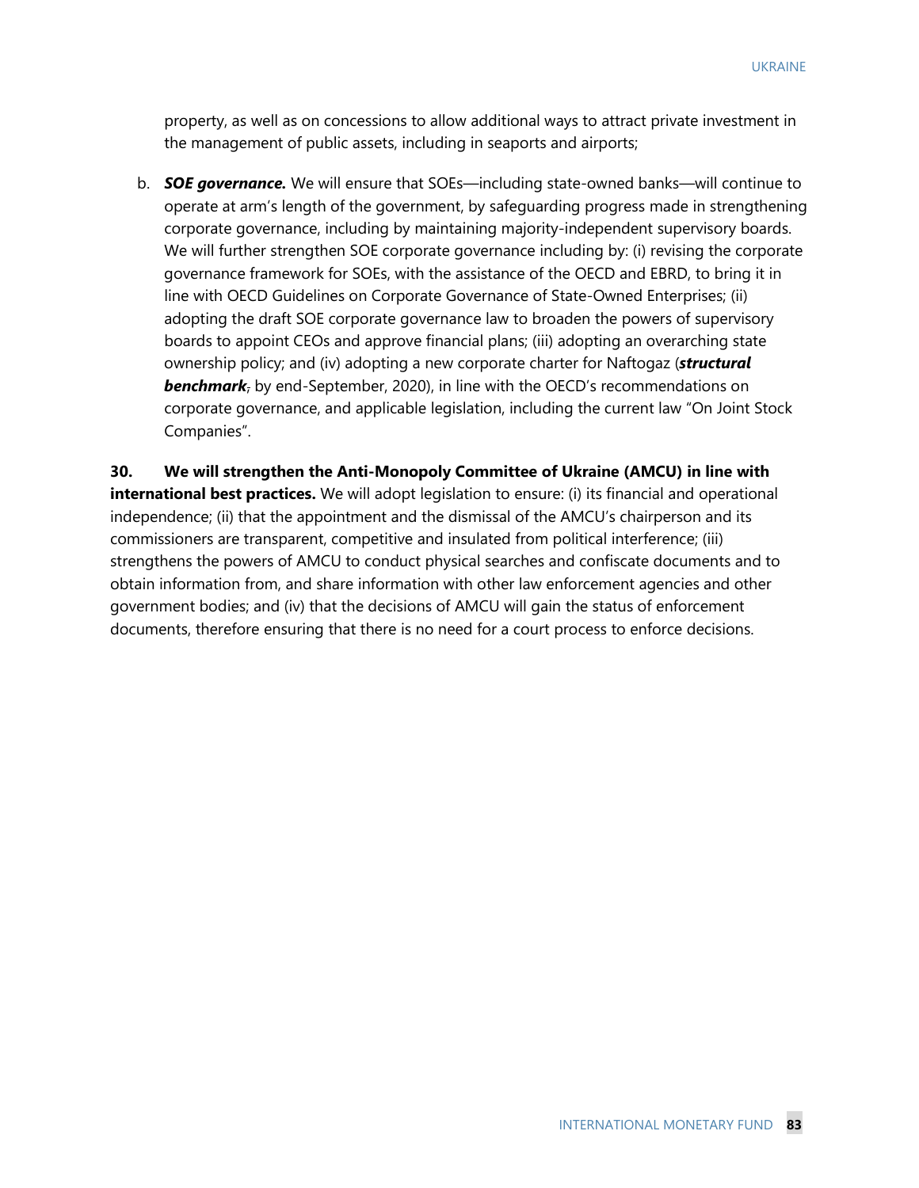property, as well as on concessions to allow additional ways to attract private investment in the management of public assets, including in seaports and airports;

b. ***SOE governance.*** We will ensure that SOEs—including state-owned banks—will continue to operate at arm's length of the government, by safeguarding progress made in strengthening corporate governance, including by maintaining majority-independent supervisory boards. We will further strengthen SOE corporate governance including by: (i) revising the corporate governance framework for SOEs, with the assistance of the OECD and EBRD, to bring it in line with OECD Guidelines on Corporate Governance of State-Owned Enterprises; (ii) adopting the draft SOE corporate governance law to broaden the powers of supervisory boards to appoint CEOs and approve financial plans; (iii) adopting an overarching state ownership policy; and (iv) adopting a new corporate charter for Naftogaz (***structural benchmark***, by end-September, 2020), in line with the OECD's recommendations on corporate governance, and applicable legislation, including the current law "On Joint Stock Companies".

**30. We will strengthen the Anti-Monopoly Committee of Ukraine (AMCU) in line with international best practices.** We will adopt legislation to ensure: (i) its financial and operational independence; (ii) that the appointment and the dismissal of the AMCU's chairperson and its commissioners are transparent, competitive and insulated from political interference; (iii) strengthens the powers of AMCU to conduct physical searches and confiscate documents and to obtain information from, and share information with other law enforcement agencies and other government bodies; and (iv) that the decisions of AMCU will gain the status of enforcement documents, therefore ensuring that there is no need for a court process to enforce decisions.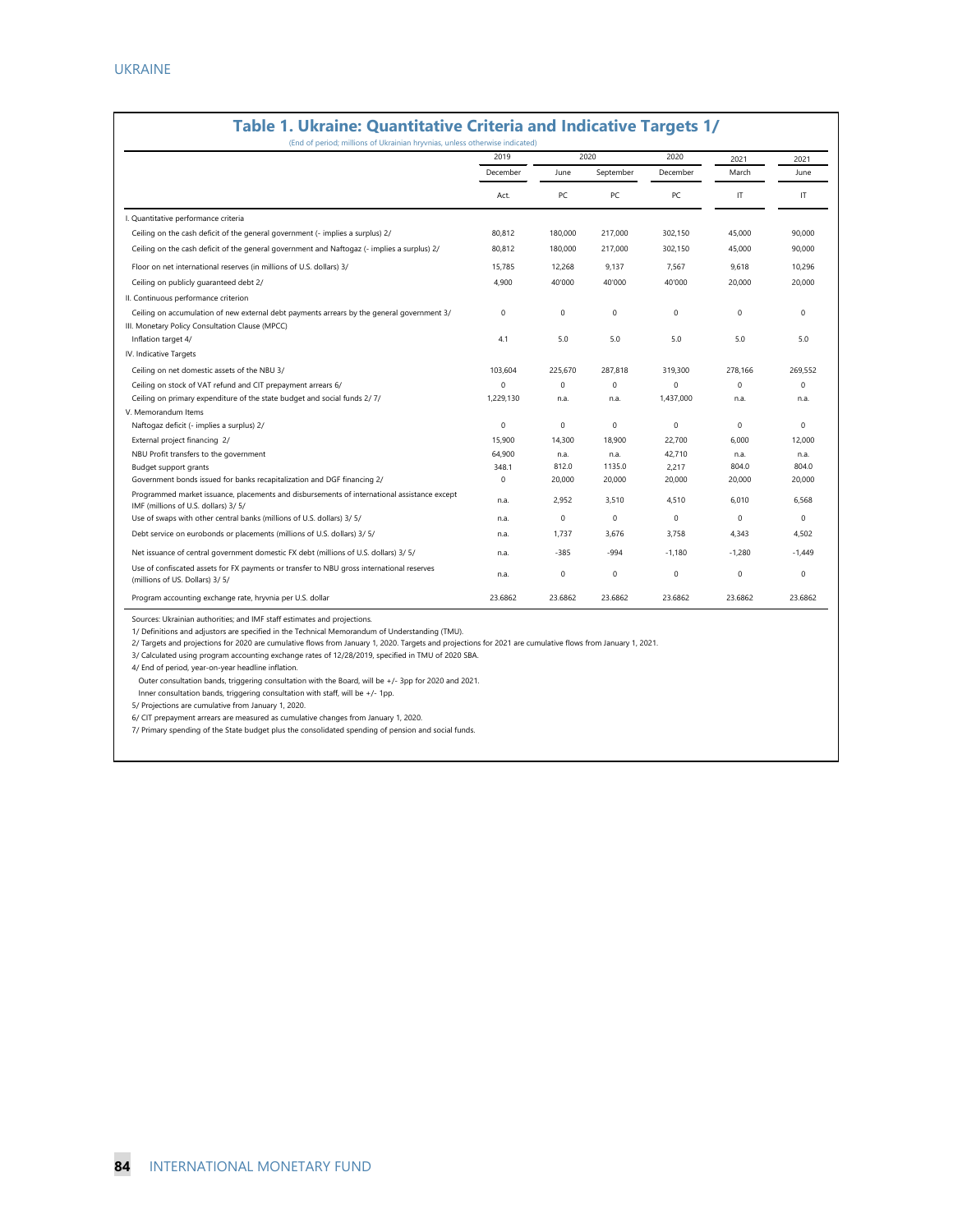## Table 1. Ukraine: Quantitative Criteria and Indicative Targets 1/

(End of period; millions of Ukrainian hryvnias, unless otherwise indicated)

| | 2019 | 2020 | | 2020 | 2021 | 2021 |
|---|---|---|---|---|---|---|
| | December | June | September | December | March | June |
| | Act. | PC | PC | PC | IT | IT |
| I. Quantitative performance criteria | | | | | | |
| Ceiling on the cash deficit of the general government (- implies a surplus) 2/ | 80,812 | 180,000 | 217,000 | 302,150 | 45,000 | 90,000 |
| Ceiling on the cash deficit of the general government and Naftogaz (- implies a surplus) 2/ | 80,812 | 180,000 | 217,000 | 302,150 | 45,000 | 90,000 |
| Floor on net international reserves (in millions of U.S. dollars) 3/ | 15,785 | 12,268 | 9,137 | 7,567 | 9,618 | 10,296 |
| Ceiling on publicly guaranteed debt 2/ | 4,900 | 40'000 | 40'000 | 40'000 | 20,000 | 20,000 |
| II. Continuous performance criterion | | | | | | |
| Ceiling on accumulation of new external debt payments arrears by the general government 3/ | 0 | 0 | 0 | 0 | 0 | 0 |
| III. Monetary Policy Consultation Clause (MPCC) | | | | | | |
| Inflation target 4/ | 4.1 | 5.0 | 5.0 | 5.0 | 5.0 | 5.0 |
| IV. Indicative Targets | | | | | | |
| Ceiling on net domestic assets of the NBU 3/ | 103,604 | 225,670 | 287,818 | 319,300 | 278,166 | 269,552 |
| Ceiling on stock of VAT refund and CIT prepayment arrears 6/ | 0 | 0 | 0 | 0 | 0 | 0 |
| Ceiling on primary expenditure of the state budget and social funds 2/ 7/ | 1,229,130 | n.a. | n.a. | 1,437,000 | n.a. | n.a. |
| V. Memorandum Items | | | | | | |
| Naftogaz deficit (- implies a surplus) 2/ | 0 | 0 | 0 | 0 | 0 | 0 |
| External project financing 2/ | 15,900 | 14,300 | 18,900 | 22,700 | 6,000 | 12,000 |
| NBU Profit transfers to the government | 64,900 | n.a. | n.a. | 42,710 | n.a. | n.a. |
| Budget support grants | 348.1 | 812.0 | 1135.0 | 2,217 | 804.0 | 804.0 |
| Government bonds issued for banks recapitalization and DGF financing 2/ | 0 | 20,000 | 20,000 | 20,000 | 20,000 | 20,000 |
| Programmed market issuance, placements and disbursements of international assistance except IMF (millions of U.S. dollars) 3/ 5/ | n.a. | 2,952 | 3,510 | 4,510 | 6,010 | 6,568 |
| Use of swaps with other central banks (millions of U.S. dollars) 3/ 5/ | n.a. | 0 | 0 | 0 | 0 | 0 |
| Debt service on eurobonds or placements (millions of U.S. dollars) 3/ 5/ | n.a. | 1,737 | 3,676 | 3,758 | 4,343 | 4,502 |
| Net issuance of central government domestic FX debt (millions of U.S. dollars) 3/ 5/ | n.a. | -385 | -994 | -1,180 | -1,280 | -1,449 |
| Use of confiscated assets for FX payments or transfer to NBU gross international reserves (millions of US. Dollars) 3/ 5/ | n.a. | 0 | 0 | 0 | 0 | 0 |
| Program accounting exchange rate, hryvnia per U.S. dollar | 23.6862 | 23.6862 | 23.6862 | 23.6862 | 23.6862 | 23.6862 |

Sources: Ukrainian authorities; and IMF staff estimates and projections.

1/ Definitions and adjustors are specified in the Technical Memorandum of Understanding (TMU).

2/ Targets and projections for 2020 are cumulative flows from January 1, 2020. Targets and projections for 2021 are cumulative flows from January 1, 2021.

3/ Calculated using program accounting exchange rates of 12/28/2019, specified in TMU of 2020 SBA.

4/ End of period, year-on-year headline inflation.

Outer consultation bands, triggering consultation with the Board, will be +/- 3pp for 2020 and 2021.

Inner consultation bands, triggering consultation with staff, will be +/- 1pp.

5/ Projections are cumulative from January 1, 2020.

6/ CIT prepayment arrears are measured as cumulative changes from January 1, 2020.

7/ Primary spending of the State budget plus the consolidated spending of pension and social funds.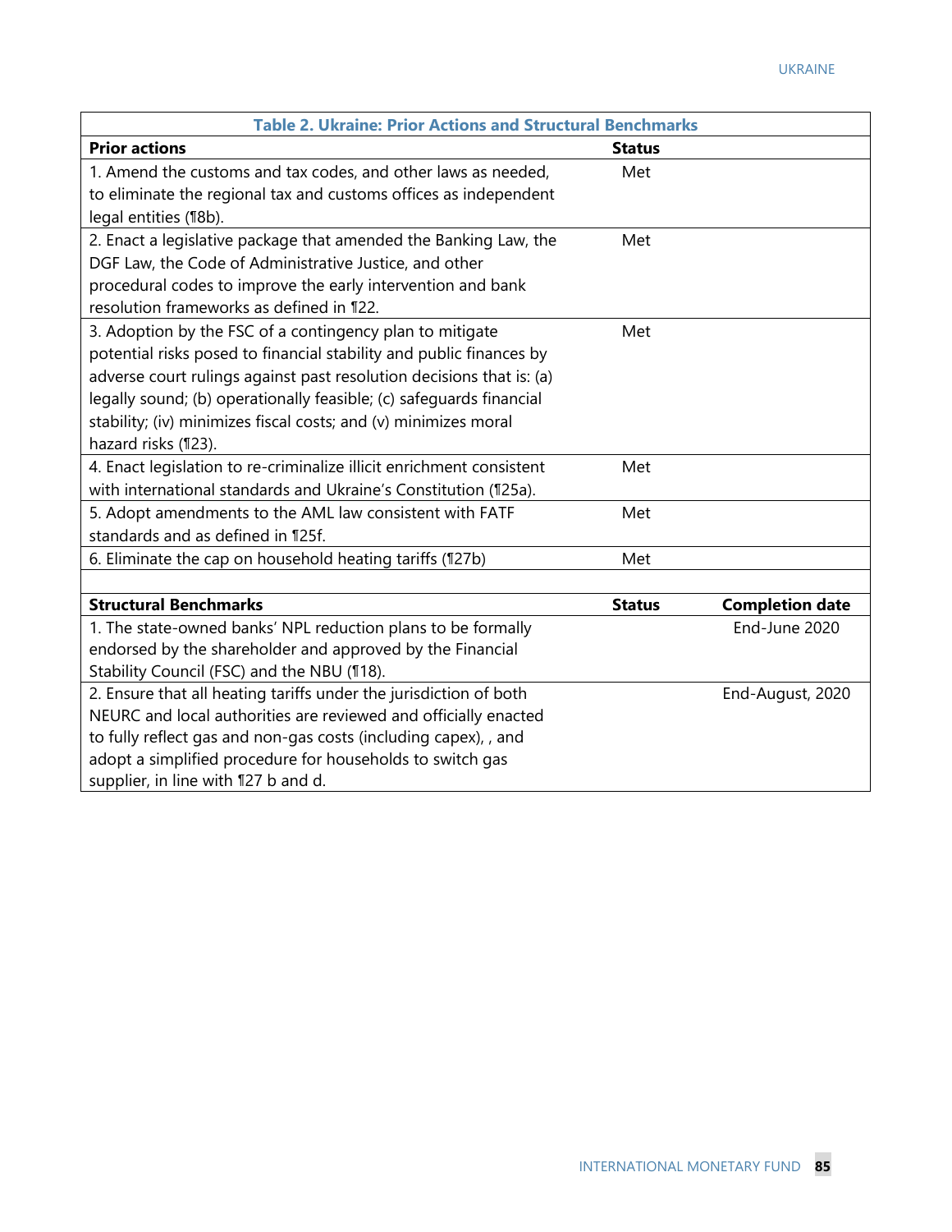**Table 2. Ukraine: Prior Actions and Structural Benchmarks**

| Prior actions | Status | |
|---|---|---|
| 1. Amend the customs and tax codes, and other laws as needed, to eliminate the regional tax and customs offices as independent legal entities (¶8b). | Met | |
| 2. Enact a legislative package that amended the Banking Law, the DGF Law, the Code of Administrative Justice, and other procedural codes to improve the early intervention and bank resolution frameworks as defined in ¶22. | Met | |
| 3. Adoption by the FSC of a contingency plan to mitigate potential risks posed to financial stability and public finances by adverse court rulings against past resolution decisions that is: (a) legally sound; (b) operationally feasible; (c) safeguards financial stability; (iv) minimizes fiscal costs; and (v) minimizes moral hazard risks (¶23). | Met | |
| 4. Enact legislation to re-criminalize illicit enrichment consistent with international standards and Ukraine's Constitution (¶25a). | Met | |
| 5. Adopt amendments to the AML law consistent with FATF standards and as defined in ¶25f. | Met | |
| 6. Eliminate the cap on household heating tariffs (¶27b) | Met | |
| | | |
| **Structural Benchmarks** | **Status** | **Completion date** |
| 1. The state-owned banks' NPL reduction plans to be formally endorsed by the shareholder and approved by the Financial Stability Council (FSC) and the NBU (¶18). | | End-June 2020 |
| 2. Ensure that all heating tariffs under the jurisdiction of both NEURC and local authorities are reviewed and officially enacted to fully reflect gas and non-gas costs (including capex), , and adopt a simplified procedure for households to switch gas supplier, in line with ¶27 b and d. | | End-August, 2020 |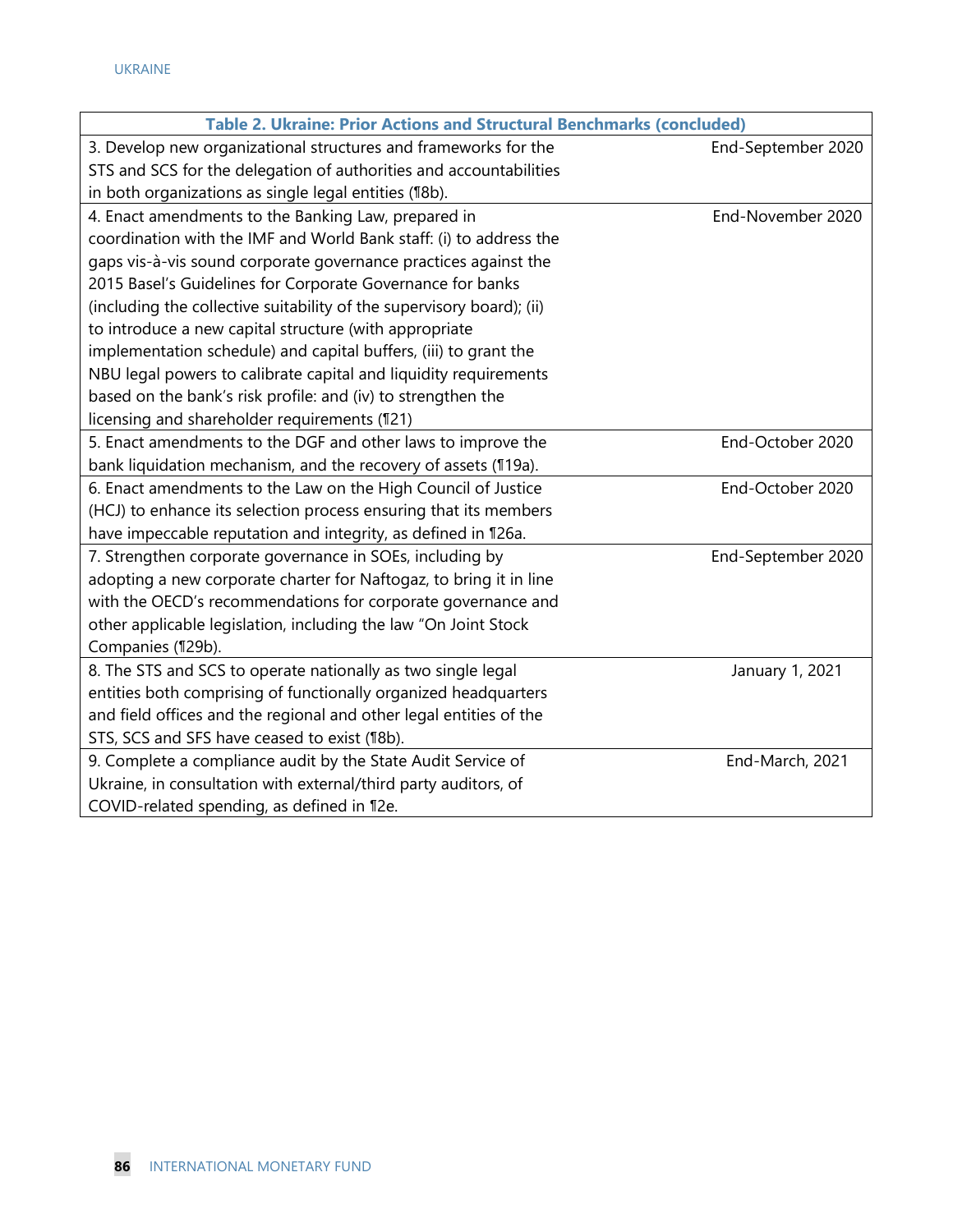| Table 2. Ukraine: Prior Actions and Structural Benchmarks (concluded) | |
|---|---|
| 3. Develop new organizational structures and frameworks for the STS and SCS for the delegation of authorities and accountabilities in both organizations as single legal entities (¶8b). | End-September 2020 |
| 4. Enact amendments to the Banking Law, prepared in coordination with the IMF and World Bank staff: (i) to address the gaps vis-à-vis sound corporate governance practices against the 2015 Basel's Guidelines for Corporate Governance for banks (including the collective suitability of the supervisory board); (ii) to introduce a new capital structure (with appropriate implementation schedule) and capital buffers, (iii) to grant the NBU legal powers to calibrate capital and liquidity requirements based on the bank's risk profile: and (iv) to strengthen the licensing and shareholder requirements (¶21) | End-November 2020 |
| 5. Enact amendments to the DGF and other laws to improve the bank liquidation mechanism, and the recovery of assets (¶19a). | End-October 2020 |
| 6. Enact amendments to the Law on the High Council of Justice (HCJ) to enhance its selection process ensuring that its members have impeccable reputation and integrity, as defined in ¶26a. | End-October 2020 |
| 7. Strengthen corporate governance in SOEs, including by adopting a new corporate charter for Naftogaz, to bring it in line with the OECD's recommendations for corporate governance and other applicable legislation, including the law "On Joint Stock Companies (¶29b). | End-September 2020 |
| 8. The STS and SCS to operate nationally as two single legal entities both comprising of functionally organized headquarters and field offices and the regional and other legal entities of the STS, SCS and SFS have ceased to exist (¶8b). | January 1, 2021 |
| 9. Complete a compliance audit by the State Audit Service of Ukraine, in consultation with external/third party auditors, of COVID-related spending, as defined in ¶2e. | End-March, 2021 |